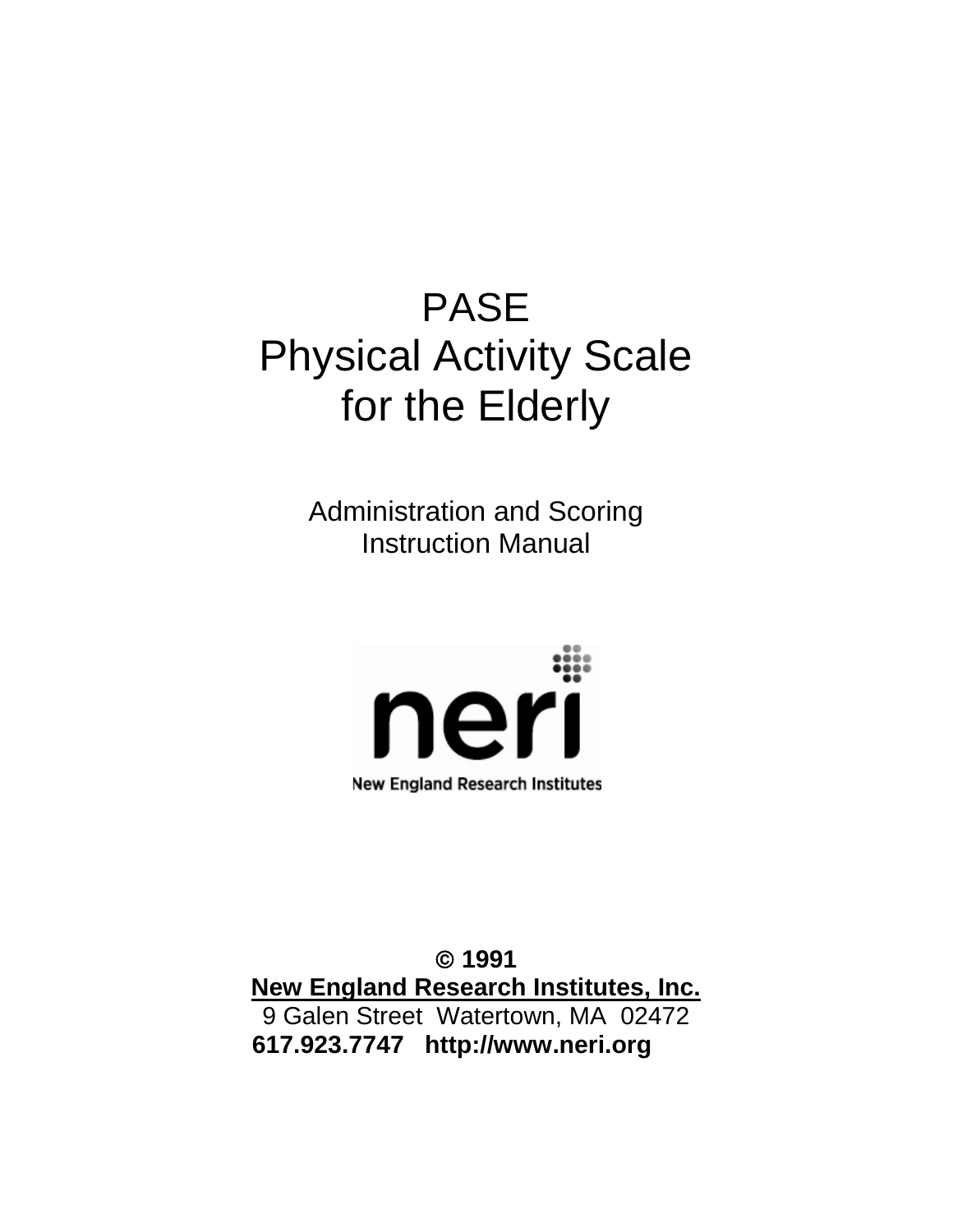# PASE
# Physical Activity Scale
# for the Elderly

## Administration and Scoring
## Instruction Manual

neri

New England Research Institutes

**© 1991**
**New England Research Institutes, Inc.**
9 Galen Street Watertown, MA 02472
**617.923.7747 http://www.neri.org**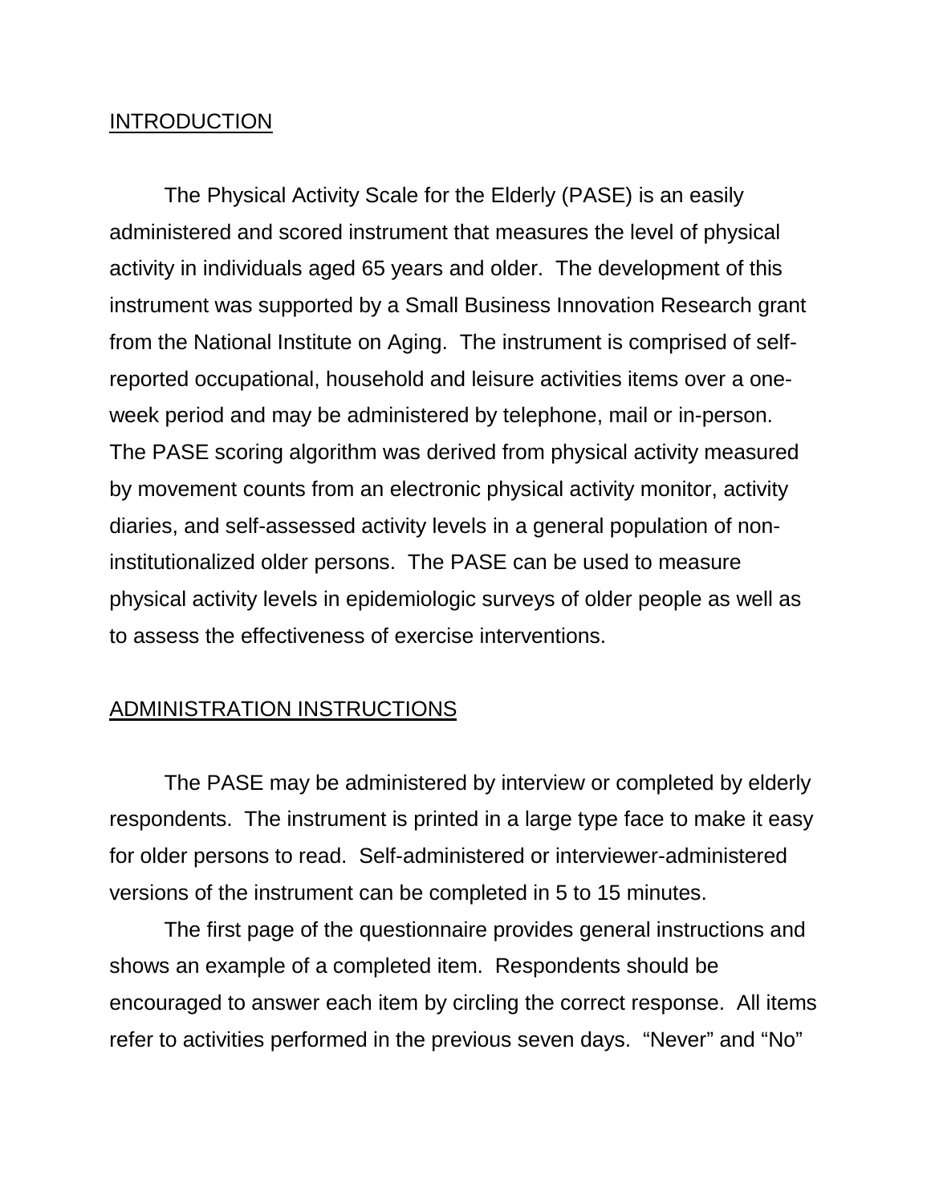## INTRODUCTION

The Physical Activity Scale for the Elderly (PASE) is an easily administered and scored instrument that measures the level of physical activity in individuals aged 65 years and older. The development of this instrument was supported by a Small Business Innovation Research grant from the National Institute on Aging. The instrument is comprised of self-reported occupational, household and leisure activities items over a one-week period and may be administered by telephone, mail or in-person. The PASE scoring algorithm was derived from physical activity measured by movement counts from an electronic physical activity monitor, activity diaries, and self-assessed activity levels in a general population of non-institutionalized older persons. The PASE can be used to measure physical activity levels in epidemiologic surveys of older people as well as to assess the effectiveness of exercise interventions.

## ADMINISTRATION INSTRUCTIONS

The PASE may be administered by interview or completed by elderly respondents. The instrument is printed in a large type face to make it easy for older persons to read. Self-administered or interviewer-administered versions of the instrument can be completed in 5 to 15 minutes.

The first page of the questionnaire provides general instructions and shows an example of a completed item. Respondents should be encouraged to answer each item by circling the correct response. All items refer to activities performed in the previous seven days. "Never" and "No"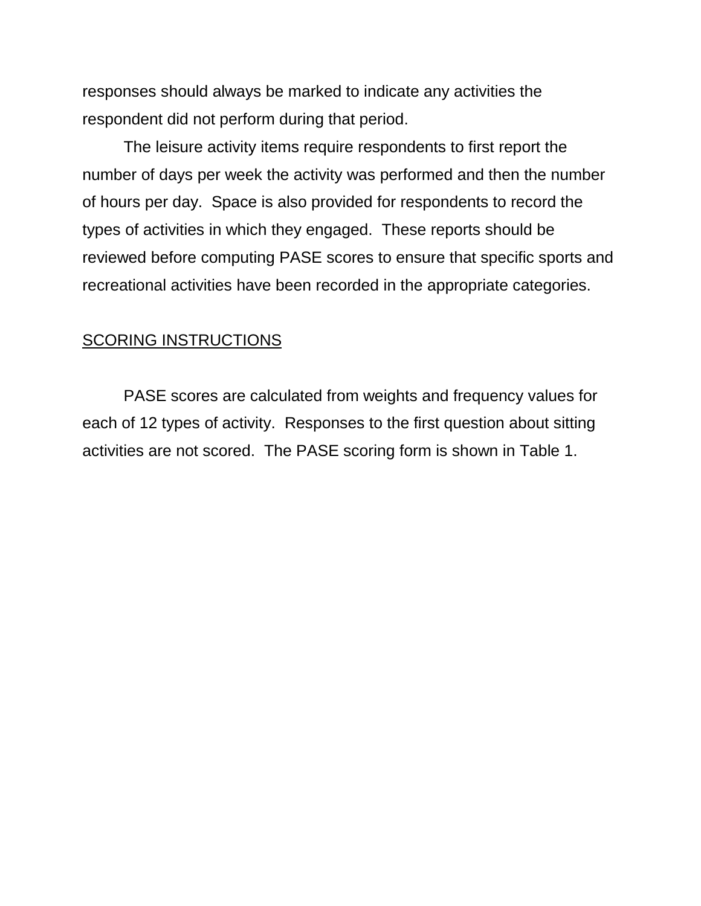responses should always be marked to indicate any activities the respondent did not perform during that period.

The leisure activity items require respondents to first report the number of days per week the activity was performed and then the number of hours per day. Space is also provided for respondents to record the types of activities in which they engaged. These reports should be reviewed before computing PASE scores to ensure that specific sports and recreational activities have been recorded in the appropriate categories.

## SCORING INSTRUCTIONS

PASE scores are calculated from weights and frequency values for each of 12 types of activity. Responses to the first question about sitting activities are not scored. The PASE scoring form is shown in Table 1.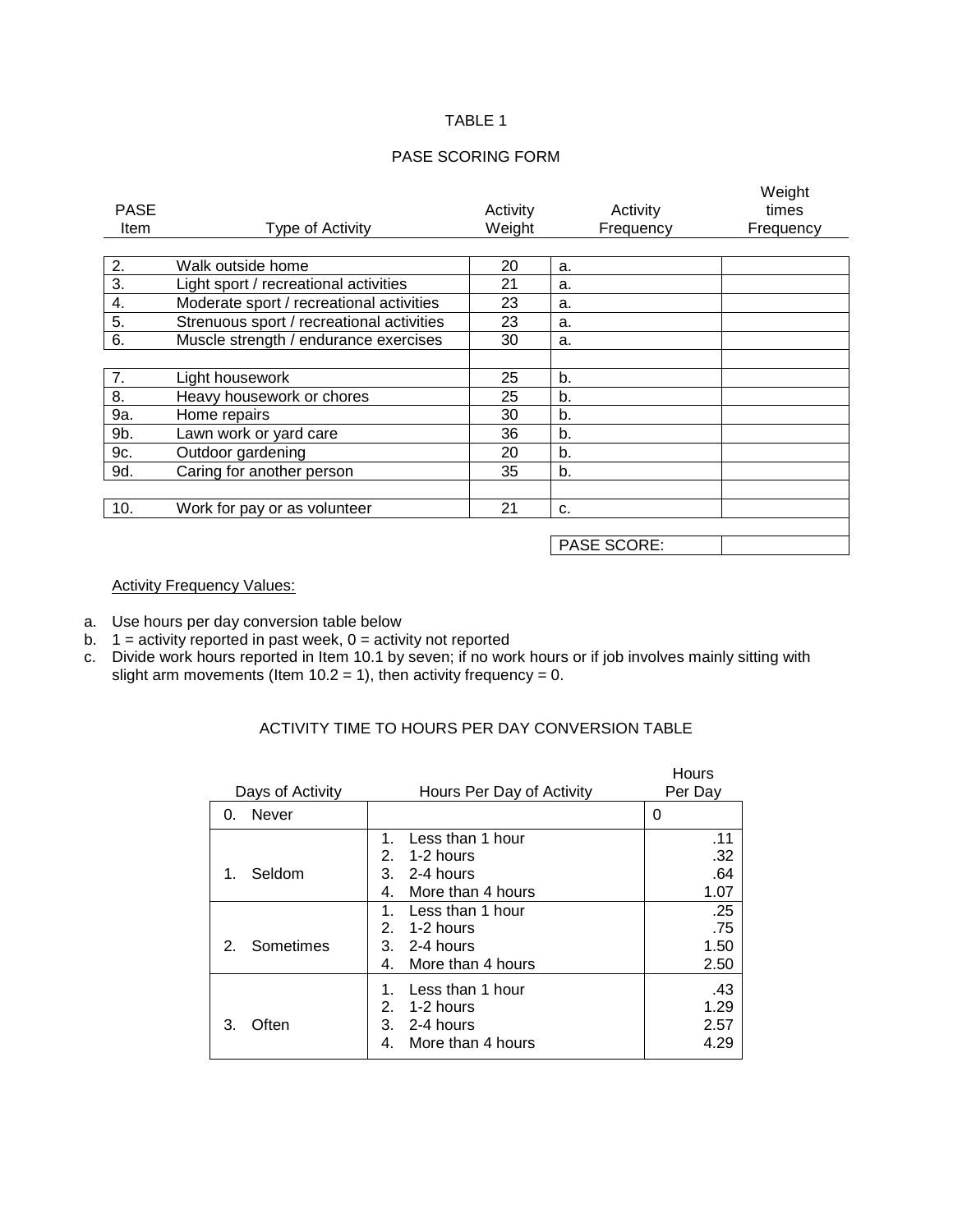TABLE 1

PASE SCORING FORM

| PASE Item | Type of Activity | Activity Weight | Activity Frequency | Weight times Frequency |
|---|---|---|---|---|
| 2. | Walk outside home | 20 | a. | |
| 3. | Light sport / recreational activities | 21 | a. | |
| 4. | Moderate sport / recreational activities | 23 | a. | |
| 5. | Strenuous sport / recreational activities | 23 | a. | |
| 6. | Muscle strength / endurance exercises | 30 | a. | |
| | | | | |
| 7. | Light housework | 25 | b. | |
| 8. | Heavy housework or chores | 25 | b. | |
| 9a. | Home repairs | 30 | b. | |
| 9b. | Lawn work or yard care | 36 | b. | |
| 9c. | Outdoor gardening | 20 | b. | |
| 9d. | Caring for another person | 35 | b. | |
| | | | | |
| 10. | Work for pay or as volunteer | 21 | c. | |
| | | | | |
| | | | PASE SCORE: | |

Activity Frequency Values:

a. Use hours per day conversion table below
b. 1 = activity reported in past week, 0 = activity not reported
c. Divide work hours reported in Item 10.1 by seven; if no work hours or if job involves mainly sitting with slight arm movements (Item 10.2 = 1), then activity frequency = 0.

ACTIVITY TIME TO HOURS PER DAY CONVERSION TABLE

| Days of Activity | Hours Per Day of Activity | Hours Per Day |
|---|---|---|
| 0. Never | | 0 |
| 1. Seldom | 1. Less than 1 hour | .11 |
| | 2. 1-2 hours | .32 |
| | 3. 2-4 hours | .64 |
| | 4. More than 4 hours | 1.07 |
| 2. Sometimes | 1. Less than 1 hour | .25 |
| | 2. 1-2 hours | .75 |
| | 3. 2-4 hours | 1.50 |
| | 4. More than 4 hours | 2.50 |
| 3. Often | 1. Less than 1 hour | .43 |
| | 2. 1-2 hours | 1.29 |
| | 3. 2-4 hours | 2.57 |
| | 4. More than 4 hours | 4.29 |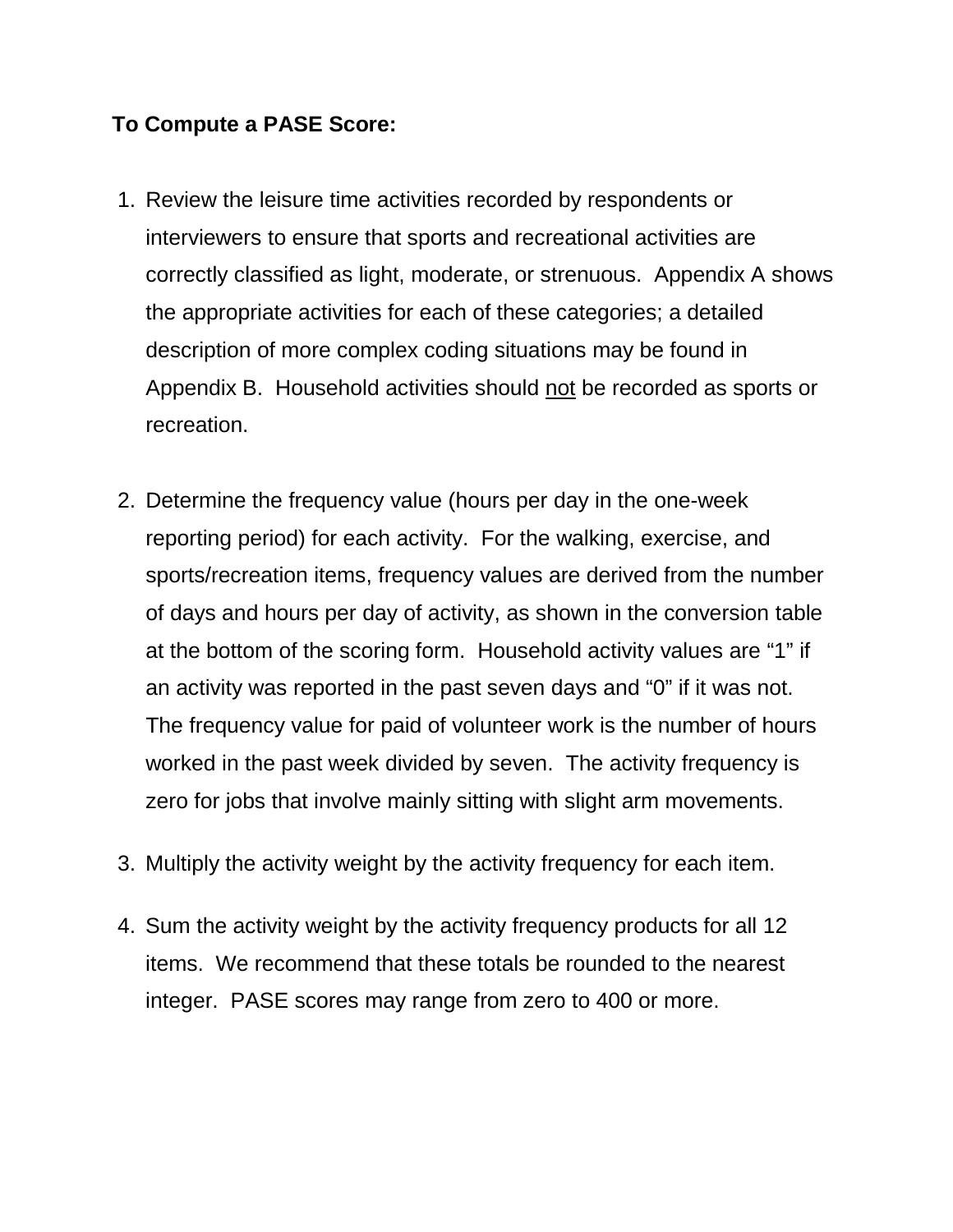**To Compute a PASE Score:**

1. Review the leisure time activities recorded by respondents or interviewers to ensure that sports and recreational activities are correctly classified as light, moderate, or strenuous. Appendix A shows the appropriate activities for each of these categories; a detailed description of more complex coding situations may be found in Appendix B. Household activities should <u>not</u> be recorded as sports or recreation.

2. Determine the frequency value (hours per day in the one-week reporting period) for each activity. For the walking, exercise, and sports/recreation items, frequency values are derived from the number of days and hours per day of activity, as shown in the conversion table at the bottom of the scoring form. Household activity values are "1" if an activity was reported in the past seven days and "0" if it was not. The frequency value for paid of volunteer work is the number of hours worked in the past week divided by seven. The activity frequency is zero for jobs that involve mainly sitting with slight arm movements.

3. Multiply the activity weight by the activity frequency for each item.

4. Sum the activity weight by the activity frequency products for all 12 items. We recommend that these totals be rounded to the nearest integer. PASE scores may range from zero to 400 or more.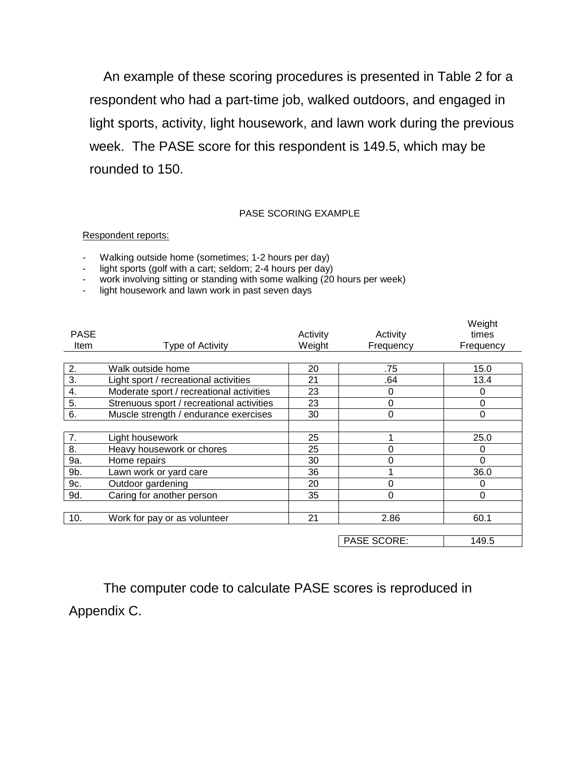An example of these scoring procedures is presented in Table 2 for a respondent who had a part-time job, walked outdoors, and engaged in light sports, activity, light housework, and lawn work during the previous week. The PASE score for this respondent is 149.5, which may be rounded to 150.

PASE SCORING EXAMPLE

Respondent reports:

- Walking outside home (sometimes; 1-2 hours per day)
- light sports (golf with a cart; seldom; 2-4 hours per day)
- work involving sitting or standing with some walking (20 hours per week)
- light housework and lawn work in past seven days

| PASE Item | Type of Activity | Activity Weight | Activity Frequency | Weight times Frequency |
|---|---|---|---|---|
| 2. | Walk outside home | 20 | .75 | 15.0 |
| 3. | Light sport / recreational activities | 21 | .64 | 13.4 |
| 4. | Moderate sport / recreational activities | 23 | 0 | 0 |
| 5. | Strenuous sport / recreational activities | 23 | 0 | 0 |
| 6. | Muscle strength / endurance exercises | 30 | 0 | 0 |
| | | | | |
| 7. | Light housework | 25 | 1 | 25.0 |
| 8. | Heavy housework or chores | 25 | 0 | 0 |
| 9a. | Home repairs | 30 | 0 | 0 |
| 9b. | Lawn work or yard care | 36 | 1 | 36.0 |
| 9c. | Outdoor gardening | 20 | 0 | 0 |
| 9d. | Caring for another person | 35 | 0 | 0 |
| | | | | |
| 10. | Work for pay or as volunteer | 21 | 2.86 | 60.1 |
| | | | | |
| | | | PASE SCORE: | 149.5 |

The computer code to calculate PASE scores is reproduced in Appendix C.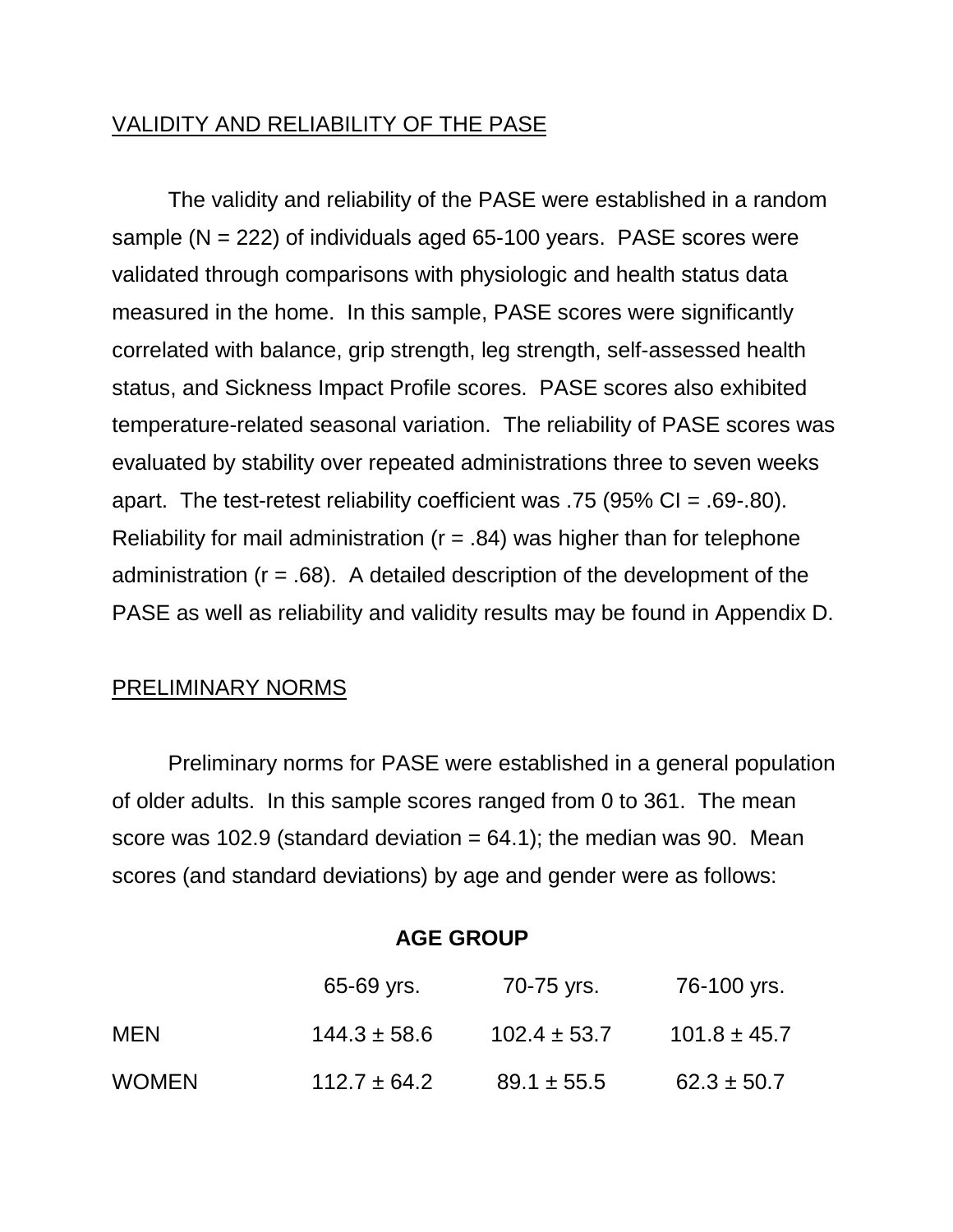## VALIDITY AND RELIABILITY OF THE PASE

The validity and reliability of the PASE were established in a random sample (N = 222) of individuals aged 65-100 years. PASE scores were validated through comparisons with physiologic and health status data measured in the home. In this sample, PASE scores were significantly correlated with balance, grip strength, leg strength, self-assessed health status, and Sickness Impact Profile scores. PASE scores also exhibited temperature-related seasonal variation. The reliability of PASE scores was evaluated by stability over repeated administrations three to seven weeks apart. The test-retest reliability coefficient was .75 (95% CI = .69-.80). Reliability for mail administration (r = .84) was higher than for telephone administration (r = .68). A detailed description of the development of the PASE as well as reliability and validity results may be found in Appendix D.

## PRELIMINARY NORMS

Preliminary norms for PASE were established in a general population of older adults. In this sample scores ranged from 0 to 361. The mean score was 102.9 (standard deviation = 64.1); the median was 90. Mean scores (and standard deviations) by age and gender were as follows:

| | **AGE GROUP** | | |
|---|---|---|---|
| | 65-69 yrs. | 70-75 yrs. | 76-100 yrs. |
| MEN | 144.3 ± 58.6 | 102.4 ± 53.7 | 101.8 ± 45.7 |
| WOMEN | 112.7 ± 64.2 | 89.1 ± 55.5 | 62.3 ± 50.7 |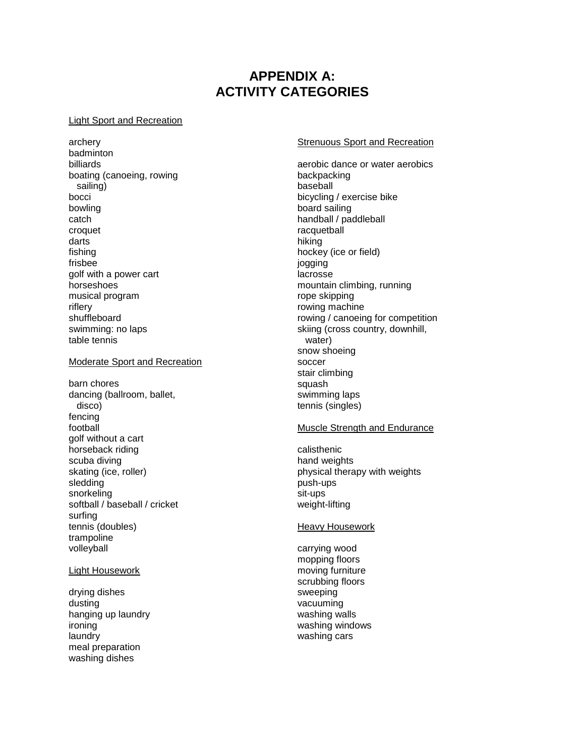# APPENDIX A: ACTIVITY CATEGORIES

Light Sport and Recreation

- archery
- badminton
- billiards
- boating (canoeing, rowing sailing)
- bocci
- bowling
- catch
- croquet
- darts
- fishing
- frisbee
- golf with a power cart
- horseshoes
- musical program
- riflery
- shuffleboard
- swimming: no laps
- table tennis

Moderate Sport and Recreation

- barn chores
- dancing (ballroom, ballet, disco)
- fencing
- football
- golf without a cart
- horseback riding
- scuba diving
- skating (ice, roller)
- sledding
- snorkeling
- softball / baseball / cricket
- surfing
- tennis (doubles)
- trampoline
- volleyball

Light Housework

- drying dishes
- dusting
- hanging up laundry
- ironing
- laundry
- meal preparation
- washing dishes

Strenuous Sport and Recreation

- aerobic dance or water aerobics
- backpacking
- baseball
- bicycling / exercise bike
- board sailing
- handball / paddleball
- racquetball
- hiking
- hockey (ice or field)
- jogging
- lacrosse
- mountain climbing, running
- rope skipping
- rowing machine
- rowing / canoeing for competition
- skiing (cross country, downhill, water)
- snow shoeing
- soccer
- stair climbing
- squash
- swimming laps
- tennis (singles)

Muscle Strength and Endurance

- calisthenic
- hand weights
- physical therapy with weights
- push-ups
- sit-ups
- weight-lifting

Heavy Housework

- carrying wood
- mopping floors
- moving furniture
- scrubbing floors
- sweeping
- vacuuming
- washing walls
- washing windows
- washing cars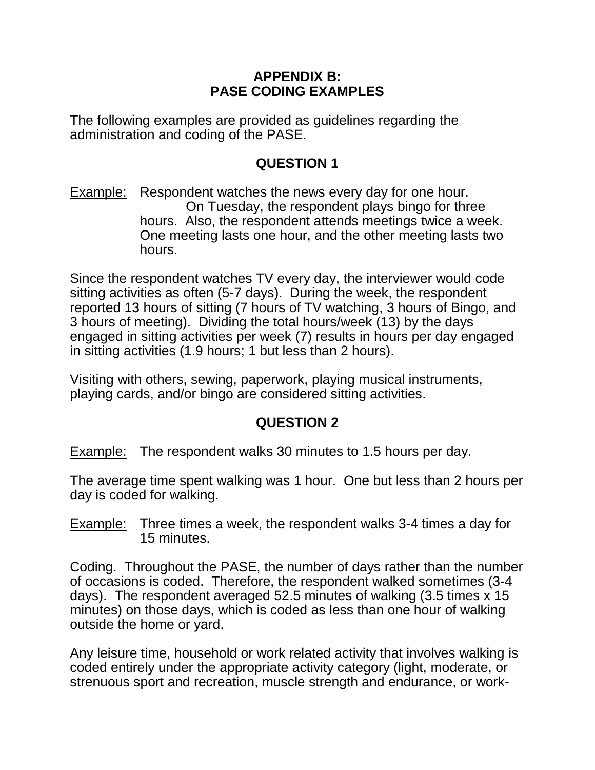# APPENDIX B:
# PASE CODING EXAMPLES

The following examples are provided as guidelines regarding the administration and coding of the PASE.

## QUESTION 1

Example: Respondent watches the news every day for one hour. On Tuesday, the respondent plays bingo for three hours. Also, the respondent attends meetings twice a week. One meeting lasts one hour, and the other meeting lasts two hours.

Since the respondent watches TV every day, the interviewer would code sitting activities as often (5-7 days). During the week, the respondent reported 13 hours of sitting (7 hours of TV watching, 3 hours of Bingo, and 3 hours of meeting). Dividing the total hours/week (13) by the days engaged in sitting activities per week (7) results in hours per day engaged in sitting activities (1.9 hours; 1 but less than 2 hours).

Visiting with others, sewing, paperwork, playing musical instruments, playing cards, and/or bingo are considered sitting activities.

## QUESTION 2

Example: The respondent walks 30 minutes to 1.5 hours per day.

The average time spent walking was 1 hour. One but less than 2 hours per day is coded for walking.

Example: Three times a week, the respondent walks 3-4 times a day for 15 minutes.

Coding. Throughout the PASE, the number of days rather than the number of occasions is coded. Therefore, the respondent walked sometimes (3-4 days). The respondent averaged 52.5 minutes of walking (3.5 times x 15 minutes) on those days, which is coded as less than one hour of walking outside the home or yard.

Any leisure time, household or work related activity that involves walking is coded entirely under the appropriate activity category (light, moderate, or strenuous sport and recreation, muscle strength and endurance, or work-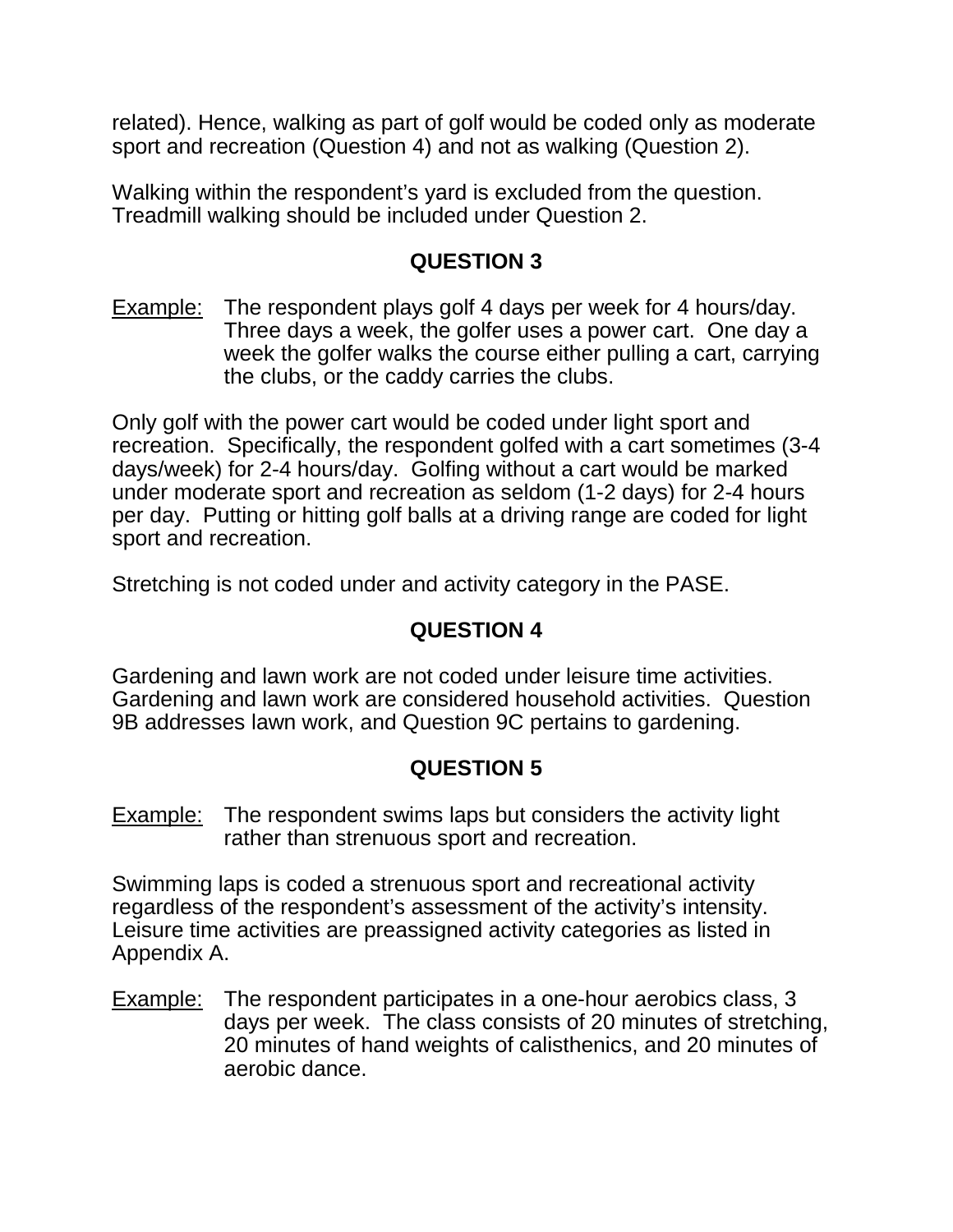related). Hence, walking as part of golf would be coded only as moderate sport and recreation (Question 4) and not as walking (Question 2).

Walking within the respondent's yard is excluded from the question. Treadmill walking should be included under Question 2.

## QUESTION 3

<u>Example:</u> The respondent plays golf 4 days per week for 4 hours/day. Three days a week, the golfer uses a power cart. One day a week the golfer walks the course either pulling a cart, carrying the clubs, or the caddy carries the clubs.

Only golf with the power cart would be coded under light sport and recreation. Specifically, the respondent golfed with a cart sometimes (3-4 days/week) for 2-4 hours/day. Golfing without a cart would be marked under moderate sport and recreation as seldom (1-2 days) for 2-4 hours per day. Putting or hitting golf balls at a driving range are coded for light sport and recreation.

Stretching is not coded under and activity category in the PASE.

## QUESTION 4

Gardening and lawn work are not coded under leisure time activities. Gardening and lawn work are considered household activities. Question 9B addresses lawn work, and Question 9C pertains to gardening.

## QUESTION 5

<u>Example:</u> The respondent swims laps but considers the activity light rather than strenuous sport and recreation.

Swimming laps is coded a strenuous sport and recreational activity regardless of the respondent's assessment of the activity's intensity. Leisure time activities are preassigned activity categories as listed in Appendix A.

<u>Example:</u> The respondent participates in a one-hour aerobics class, 3 days per week. The class consists of 20 minutes of stretching, 20 minutes of hand weights of calisthenics, and 20 minutes of aerobic dance.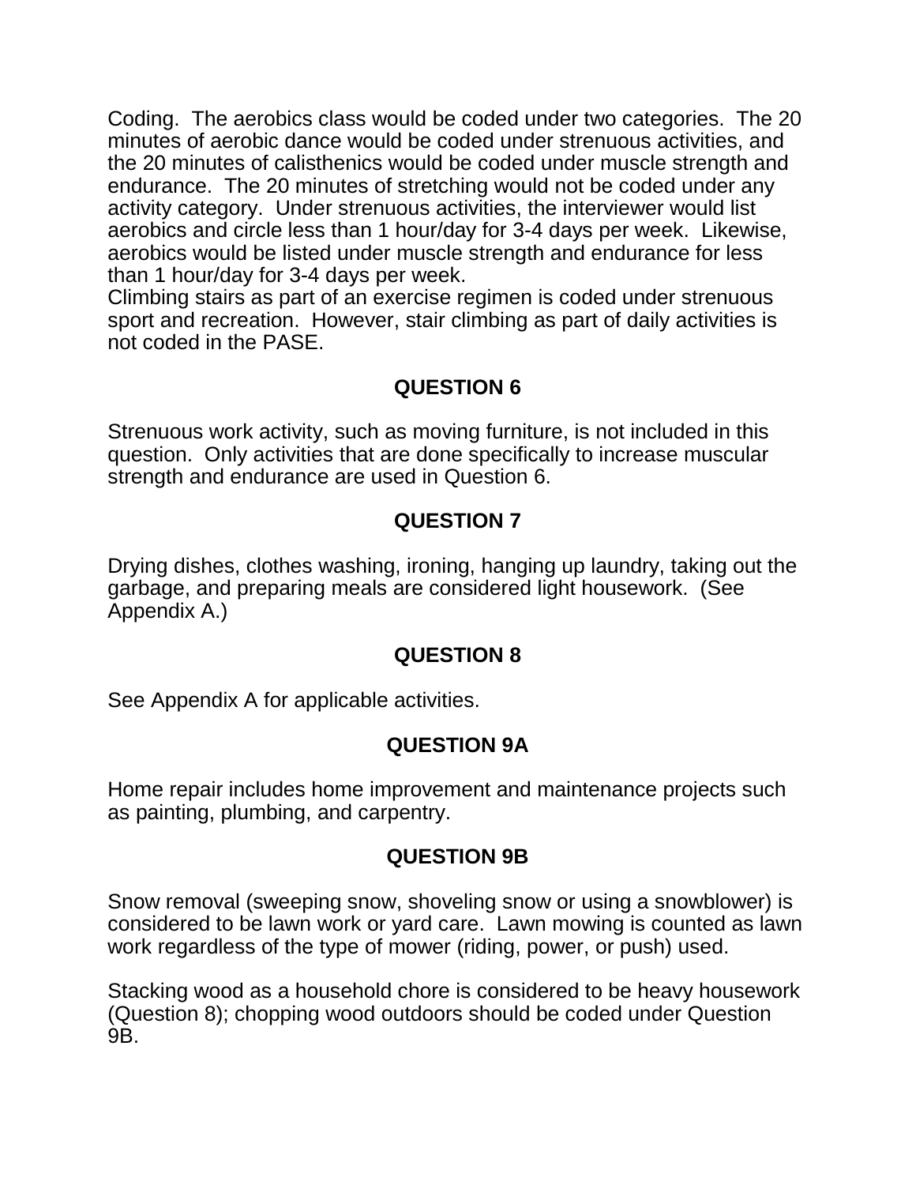Coding. The aerobics class would be coded under two categories. The 20 minutes of aerobic dance would be coded under strenuous activities, and the 20 minutes of calisthenics would be coded under muscle strength and endurance. The 20 minutes of stretching would not be coded under any activity category. Under strenuous activities, the interviewer would list aerobics and circle less than 1 hour/day for 3-4 days per week. Likewise, aerobics would be listed under muscle strength and endurance for less than 1 hour/day for 3-4 days per week.
Climbing stairs as part of an exercise regimen is coded under strenuous sport and recreation. However, stair climbing as part of daily activities is not coded in the PASE.

## QUESTION 6

Strenuous work activity, such as moving furniture, is not included in this question. Only activities that are done specifically to increase muscular strength and endurance are used in Question 6.

## QUESTION 7

Drying dishes, clothes washing, ironing, hanging up laundry, taking out the garbage, and preparing meals are considered light housework. (See Appendix A.)

## QUESTION 8

See Appendix A for applicable activities.

## QUESTION 9A

Home repair includes home improvement and maintenance projects such as painting, plumbing, and carpentry.

## QUESTION 9B

Snow removal (sweeping snow, shoveling snow or using a snowblower) is considered to be lawn work or yard care. Lawn mowing is counted as lawn work regardless of the type of mower (riding, power, or push) used.

Stacking wood as a household chore is considered to be heavy housework (Question 8); chopping wood outdoors should be coded under Question 9B.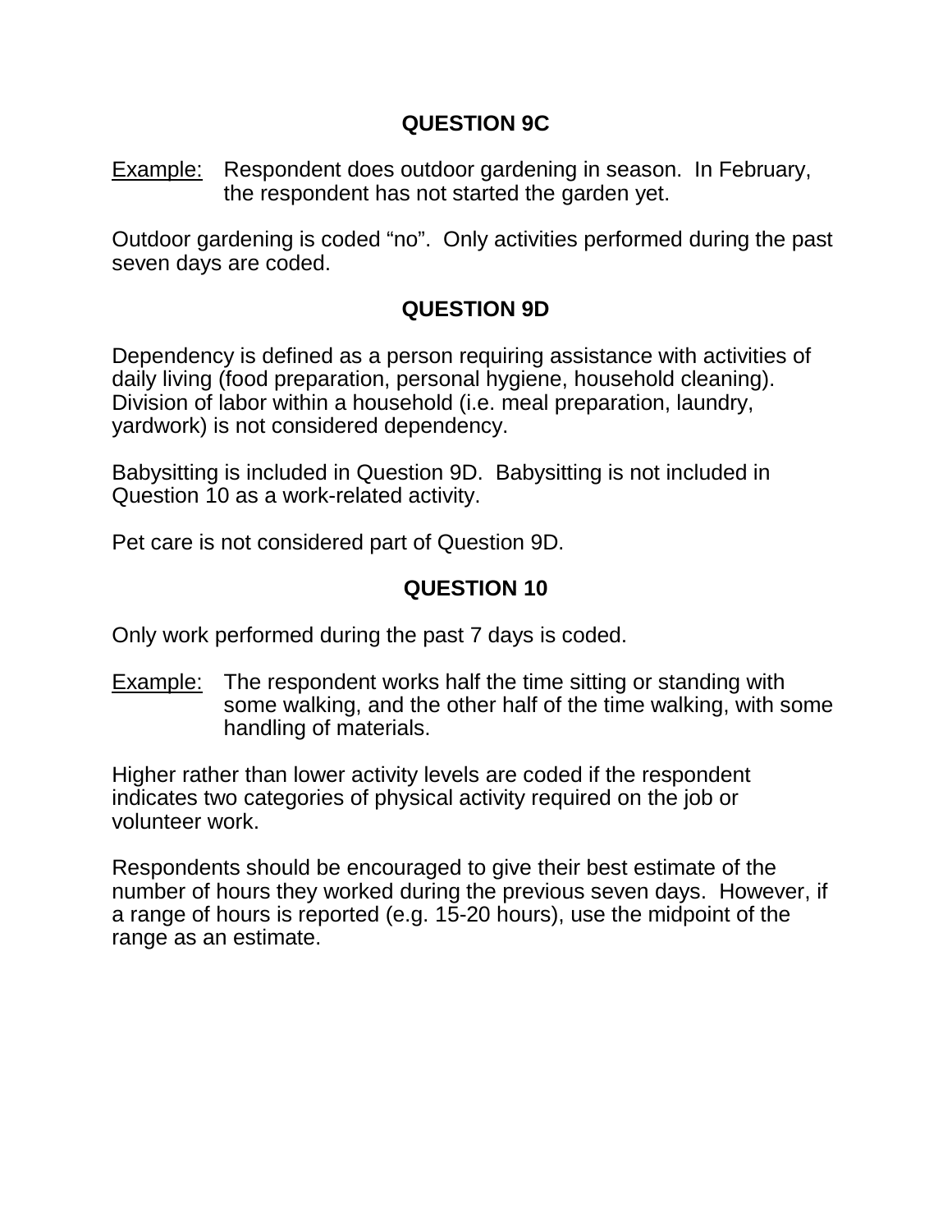### QUESTION 9C

Example: Respondent does outdoor gardening in season. In February, the respondent has not started the garden yet.

Outdoor gardening is coded "no". Only activities performed during the past seven days are coded.

### QUESTION 9D

Dependency is defined as a person requiring assistance with activities of daily living (food preparation, personal hygiene, household cleaning). Division of labor within a household (i.e. meal preparation, laundry, yardwork) is not considered dependency.

Babysitting is included in Question 9D. Babysitting is not included in Question 10 as a work-related activity.

Pet care is not considered part of Question 9D.

### QUESTION 10

Only work performed during the past 7 days is coded.

Example: The respondent works half the time sitting or standing with some walking, and the other half of the time walking, with some handling of materials.

Higher rather than lower activity levels are coded if the respondent indicates two categories of physical activity required on the job or volunteer work.

Respondents should be encouraged to give their best estimate of the number of hours they worked during the previous seven days. However, if a range of hours is reported (e.g. 15-20 hours), use the midpoint of the range as an estimate.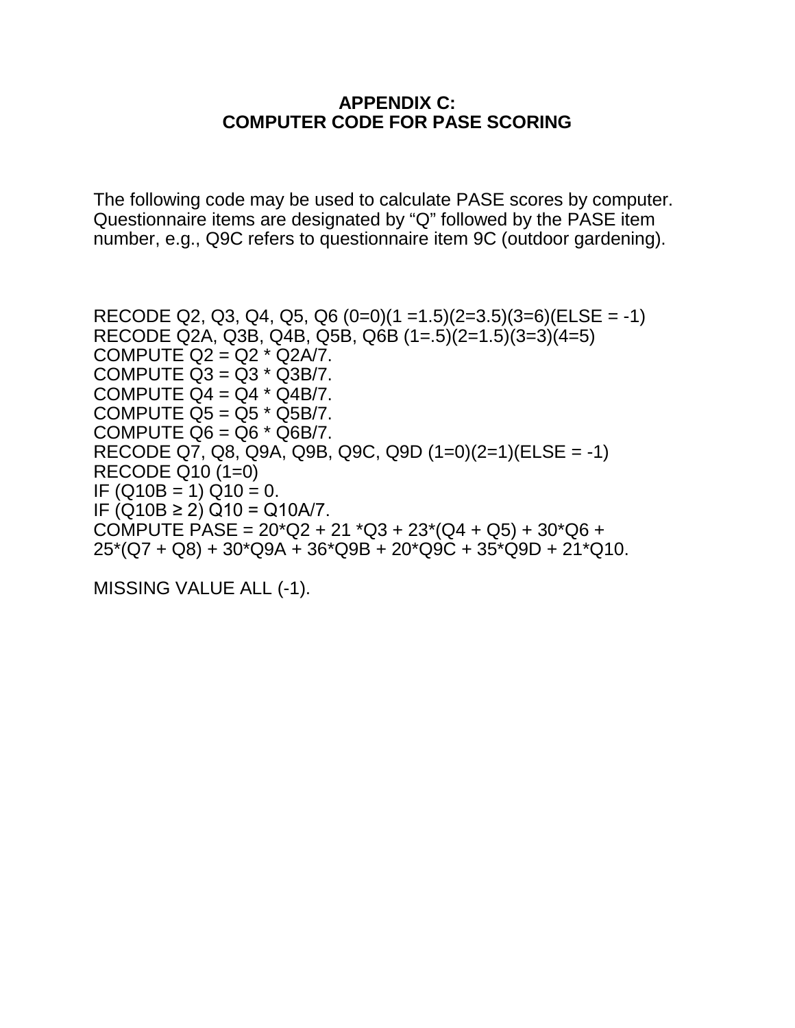# APPENDIX C:
# COMPUTER CODE FOR PASE SCORING

The following code may be used to calculate PASE scores by computer. Questionnaire items are designated by "Q" followed by the PASE item number, e.g., Q9C refers to questionnaire item 9C (outdoor gardening).

```
RECODE Q2, Q3, Q4, Q5, Q6 (0=0)(1 =1.5)(2=3.5)(3=6)(ELSE = -1)
RECODE Q2A, Q3B, Q4B, Q5B, Q6B (1=.5)(2=1.5)(3=3)(4=5)
COMPUTE Q2 = Q2 * Q2A/7.
COMPUTE Q3 = Q3 * Q3B/7.
COMPUTE Q4 = Q4 * Q4B/7.
COMPUTE Q5 = Q5 * Q5B/7.
COMPUTE Q6 = Q6 * Q6B/7.
RECODE Q7, Q8, Q9A, Q9B, Q9C, Q9D (1=0)(2=1)(ELSE = -1)
RECODE Q10 (1=0)
IF (Q10B = 1) Q10 = 0.
IF (Q10B ≥ 2) Q10 = Q10A/7.
COMPUTE PASE = 20*Q2 + 21 *Q3 + 23*(Q4 + Q5) + 30*Q6 +
25*(Q7 + Q8) + 30*Q9A + 36*Q9B + 20*Q9C + 35*Q9D + 21*Q10.

MISSING VALUE ALL (-1).
```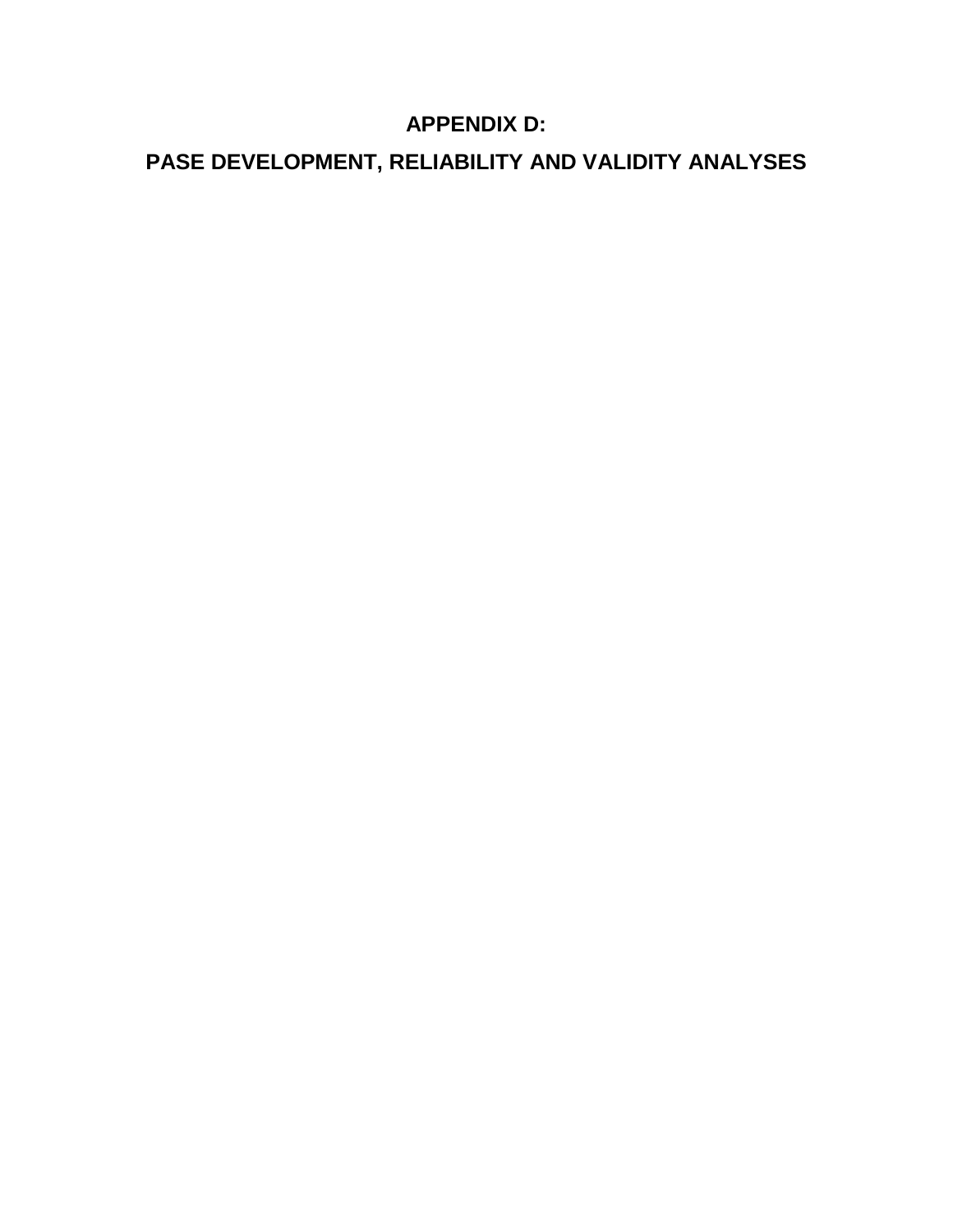# APPENDIX D:

# PASE DEVELOPMENT, RELIABILITY AND VALIDITY ANALYSES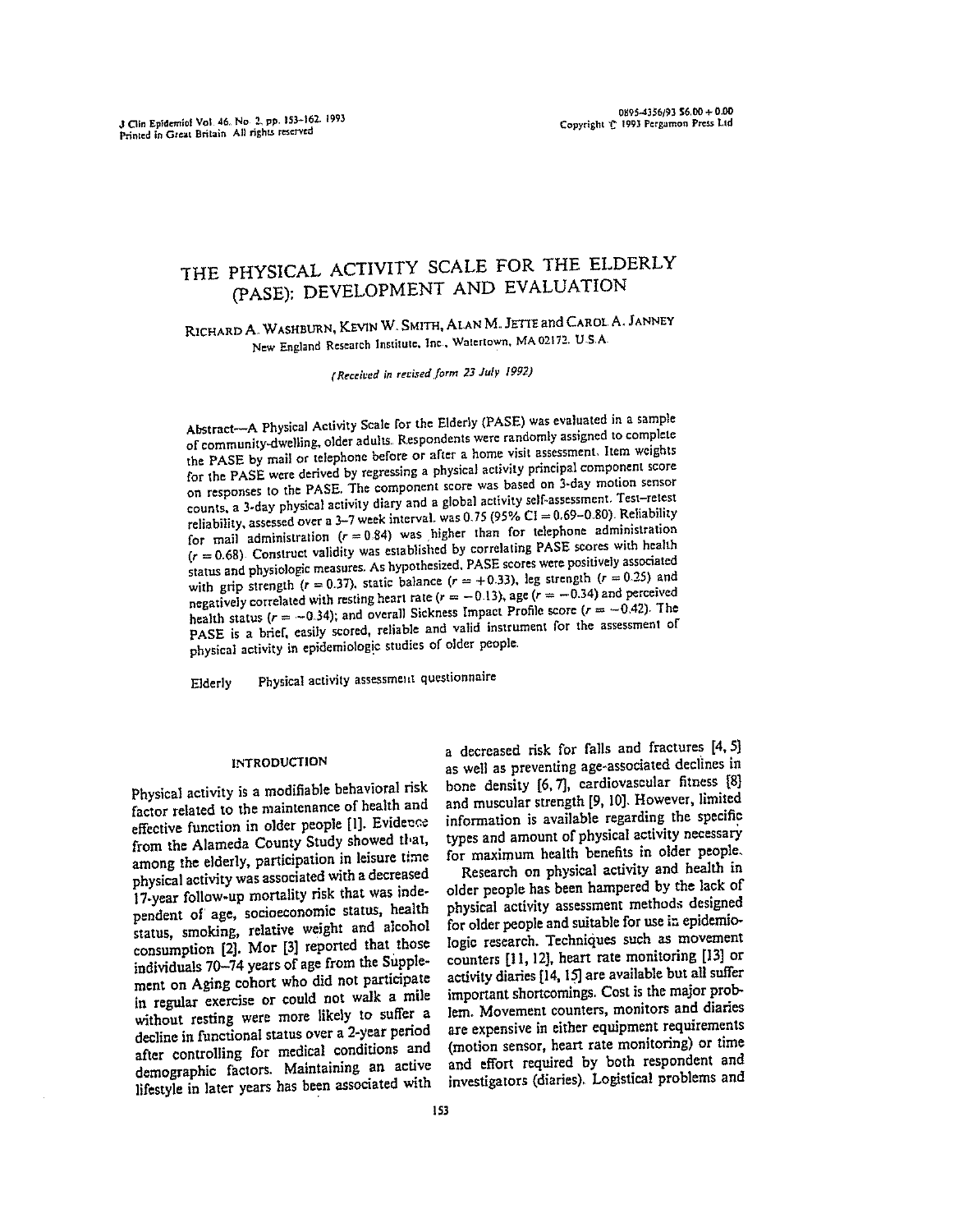# THE PHYSICAL ACTIVITY SCALE FOR THE ELDERLY (PASE): DEVELOPMENT AND EVALUATION

RICHARD A. WASHBURN, KEVIN W. SMITH, ALAN M. JETTE and CAROL A. JANNEY

New England Research Institute, Inc., Watertown, MA 02172. U.S.A.

*(Received in revised form 23 July 1992)*

**Abstract**—A Physical Activity Scale for the Elderly (PASE) was evaluated in a sample of community-dwelling, older adults. Respondents were randomly assigned to complete the PASE by mail or telephone before or after a home visit assessment. Item weights for the PASE were derived by regressing a physical activity principal component score on responses to the PASE. The component score was based on 3-day motion sensor counts, a 3-day physical activity diary and a global activity self-assessment. Test–retest reliability, assessed over a 3–7 week interval, was 0.75 (95% CI = 0.69–0.80). Reliability for mail administration ($r = 0.84$) was higher than for telephone administration ($r = 0.68$). Construct validity was established by correlating PASE scores with health status and physiologic measures. As hypothesized, PASE scores were positively associated with grip strength ($r = 0.37$), static balance ($r = +0.33$), leg strength ($r = 0.25$) and negatively correlated with resting heart rate ($r = -0.13$), age ($r = -0.34$) and perceived health status ($r = -0.34$); and overall Sickness Impact Profile score ($r = -0.42$). The PASE is a brief, easily scored, reliable and valid instrument for the assessment of physical activity in epidemiologic studies of older people.

Elderly    Physical activity assessment questionnaire

## INTRODUCTION

Physical activity is a modifiable behavioral risk factor related to the maintenance of health and effective function in older people [1]. Evidence from the Alameda County Study showed that, among the elderly, participation in leisure time physical activity was associated with a decreased 17-year follow-up mortality risk that was independent of age, socioeconomic status, health status, smoking, relative weight and alcohol consumption [2]. Mor [3] reported that those individuals 70–74 years of age from the Supplement on Aging cohort who did not participate in regular exercise or could not walk a mile without resting were more likely to suffer a decline in functional status over a 2-year period after controlling for medical conditions and demographic factors. Maintaining an active lifestyle in later years has been associated with a decreased risk for falls and fractures [4, 5] as well as preventing age-associated declines in bone density [6, 7], cardiovascular fitness [8] and muscular strength [9, 10]. However, limited information is available regarding the specific types and amount of physical activity necessary for maximum health benefits in older people.

Research on physical activity and health in older people has been hampered by the lack of physical activity assessment methods designed for older people and suitable for use in epidemiologic research. Techniques such as movement counters [11, 12], heart rate monitoring [13] or activity diaries [14, 15] are available but all suffer important shortcomings. Cost is the major problem. Movement counters, monitors and diaries are expensive in either equipment requirements (motion sensor, heart rate monitoring) or time and effort required by both respondent and investigators (diaries). Logistical problems and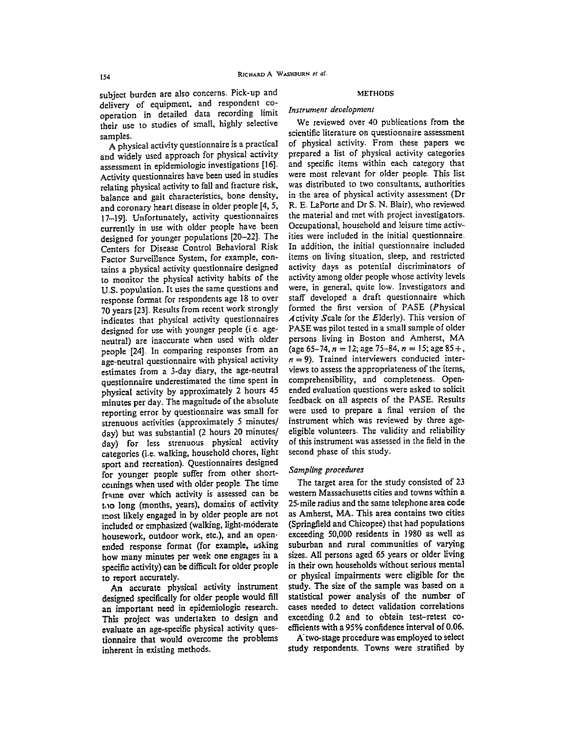subject burden are also concerns. Pick-up and delivery of equipment, and respondent co-operation in detailed data recording limit their use to studies of small, highly selective samples.

A physical activity questionnaire is a practical and widely used approach for physical activity assessment in epidemiologic investigations [16]. Activity questionnaires have been used in studies relating physical activity to fall and fracture risk, balance and gait characteristics, bone density, and coronary heart disease in older people [4, 5, 17–19]. Unfortunately, activity questionnaires currently in use with older people have been designed for younger populations [20–22]. The Centers for Disease Control Behavioral Risk Factor Surveillance System, for example, contains a physical activity questionnaire designed to monitor the physical activity habits of the U.S. population. It uses the same questions and response format for respondents age 18 to over 70 years [23]. Results from recent work strongly indicates that physical activity questionnaires designed for use with younger people (i.e. age-neutral) are inaccurate when used with older people [24]. In comparing responses from an age-neutral questionnaire with physical activity estimates from a 3-day diary, the age-neutral questionnaire underestimated the time spent in physical activity by approximately 2 hours 45 minutes per day. The magnitude of the absolute reporting error by questionnaire was small for strenuous activities (approximately 5 minutes/day) but was substantial (2 hours 20 minutes/day) for less strenuous physical activity categories (i.e. walking, household chores, light sport and recreation). Questionnaires designed for younger people suffer from other shortcomings when used with older people. The time frame over which activity is assessed can be too long (months, years), domains of activity most likely engaged in by older people are not included or emphasized (walking, light-moderate housework, outdoor work, etc.), and an open-ended response format (for example, asking how many minutes per week one engages in a specific activity) can be difficult for older people to report accurately.

An accurate physical activity instrument designed specifically for older people would fill an important need in epidemiologic research. This project was undertaken to design and evaluate an age-specific physical activity questionnaire that would overcome the problems inherent in existing methods.

## METHODS

### *Instrument development*

We reviewed over 40 publications from the scientific literature on questionnaire assessment of physical activity. From these papers we prepared a list of physical activity categories and specific items within each category that were most relevant for older people. This list was distributed to two consultants, authorities in the area of physical activity assessment (Dr R. E. LaPorte and Dr S. N. Blair), who reviewed the material and met with project investigators. Occupational, household and leisure time activities were included in the initial questionnaire. In addition, the initial questionnaire included items on living situation, sleep, and restricted activity days as potential discriminators of activity among older people whose activity levels were, in general, quite low. Investigators and staff developed a draft questionnaire which formed the first version of PASE (*P*hysical *A*ctivity *S*cale for the *E*lderly). This version of PASE was pilot tested in a small sample of older persons living in Boston and Amherst, MA (age 65–74, $n = 12$; age 75–84, $n = 15$; age 85+, $n = 9$). Trained interviewers conducted interviews to assess the appropriateness of the items, comprehensibility, and completeness. Open-ended evaluation questions were asked to solicit feedback on all aspects of the PASE. Results were used to prepare a final version of the instrument which was reviewed by three age-eligible volunteers. The validity and reliability of this instrument was assessed in the field in the second phase of this study.

### *Sampling procedures*

The target area for the study consisted of 23 western Massachusetts cities and towns within a 25-mile radius and the same telephone area code as Amherst, MA. This area contains two cities (Springfield and Chicopee) that had populations exceeding 50,000 residents in 1980 as well as suburban and rural communities of varying sizes. All persons aged 65 years or older living in their own households without serious mental or physical impairments were eligible for the study. The size of the sample was based on a statistical power analysis of the number of cases needed to detect validation correlations exceeding 0.2 and to obtain test–retest coefficients with a 95% confidence interval of 0.06.

A two-stage procedure was employed to select study respondents. Towns were stratified by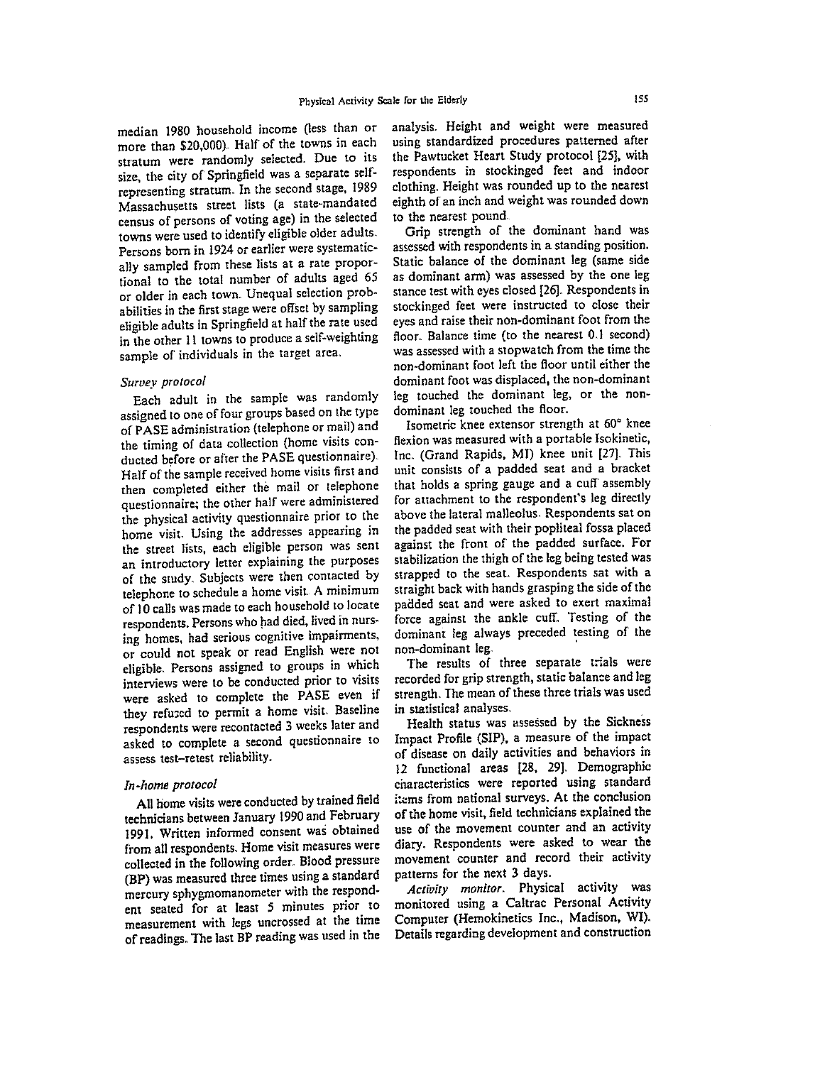median 1980 household income (less than or more than $20,000). Half of the towns in each stratum were randomly selected. Due to its size, the city of Springfield was a separate self-representing stratum. In the second stage, 1989 Massachusetts street lists (a state-mandated census of persons of voting age) in the selected towns were used to identify eligible older adults. Persons born in 1924 or earlier were systematically sampled from these lists at a rate proportional to the total number of adults aged 65 or older in each town. Unequal selection probabilities in the first stage were offset by sampling eligible adults in Springfield at half the rate used in the other 11 towns to produce a self-weighting sample of individuals in the target area.

*Survey protocol*

Each adult in the sample was randomly assigned to one of four groups based on the type of PASE administration (telephone or mail) and the timing of data collection (home visits conducted before or after the PASE questionnaire). Half of the sample received home visits first and then completed either the mail or telephone questionnaire; the other half were administered the physical activity questionnaire prior to the home visit. Using the addresses appearing in the street lists, each eligible person was sent an introductory letter explaining the purposes of the study. Subjects were then contacted by telephone to schedule a home visit. A minimum of 10 calls was made to each household to locate respondents. Persons who had died, lived in nursing homes, had serious cognitive impairments, or could not speak or read English were not eligible. Persons assigned to groups in which interviews were to be conducted prior to visits were asked to complete the PASE even if they refused to permit a home visit. Baseline respondents were recontacted 3 weeks later and asked to complete a second questionnaire to assess test–retest reliability.

*In-home protocol*

All home visits were conducted by trained field technicians between January 1990 and February 1991. Written informed consent was obtained from all respondents. Home visit measures were collected in the following order. Blood pressure (BP) was measured three times using a standard mercury sphygmomanometer with the respondent seated for at least 5 minutes prior to measurement with legs uncrossed at the time of readings. The last BP reading was used in the analysis. Height and weight were measured using standardized procedures patterned after the Pawtucket Heart Study protocol [25], with respondents in stockinged feet and indoor clothing. Height was rounded up to the nearest eighth of an inch and weight was rounded down to the nearest pound.

Grip strength of the dominant hand was assessed with respondents in a standing position. Static balance of the dominant leg (same side as dominant arm) was assessed by the one leg stance test with eyes closed [26]. Respondents in stockinged feet were instructed to close their eyes and raise their non-dominant foot from the floor. Balance time (to the nearest 0.1 second) was assessed with a stopwatch from the time the non-dominant foot left the floor until either the dominant foot was displaced, the non-dominant leg touched the dominant leg, or the non-dominant leg touched the floor.

Isometric knee extensor strength at 60° knee flexion was measured with a portable Isokinetic, Inc. (Grand Rapids, MI) knee unit [27]. This unit consists of a padded seat and a bracket that holds a spring gauge and a cuff assembly for attachment to the respondent's leg directly above the lateral malleolus. Respondents sat on the padded seat with their popliteal fossa placed against the front of the padded surface. For stabilization the thigh of the leg being tested was strapped to the seat. Respondents sat with a straight back with hands grasping the side of the padded seat and were asked to exert maximal force against the ankle cuff. Testing of the dominant leg always preceded testing of the non-dominant leg.

The results of three separate trials were recorded for grip strength, static balance and leg strength. The mean of these three trials was used in statistical analyses.

Health status was assessed by the Sickness Impact Profile (SIP), a measure of the impact of disease on daily activities and behaviors in 12 functional areas [28, 29]. Demographic characteristics were reported using standard items from national surveys. At the conclusion of the home visit, field technicians explained the use of the movement counter and an activity diary. Respondents were asked to wear the movement counter and record their activity patterns for the next 3 days.

*Activity monitor.* Physical activity was monitored using a Caltrac Personal Activity Computer (Hemokinetics Inc., Madison, WI). Details regarding development and construction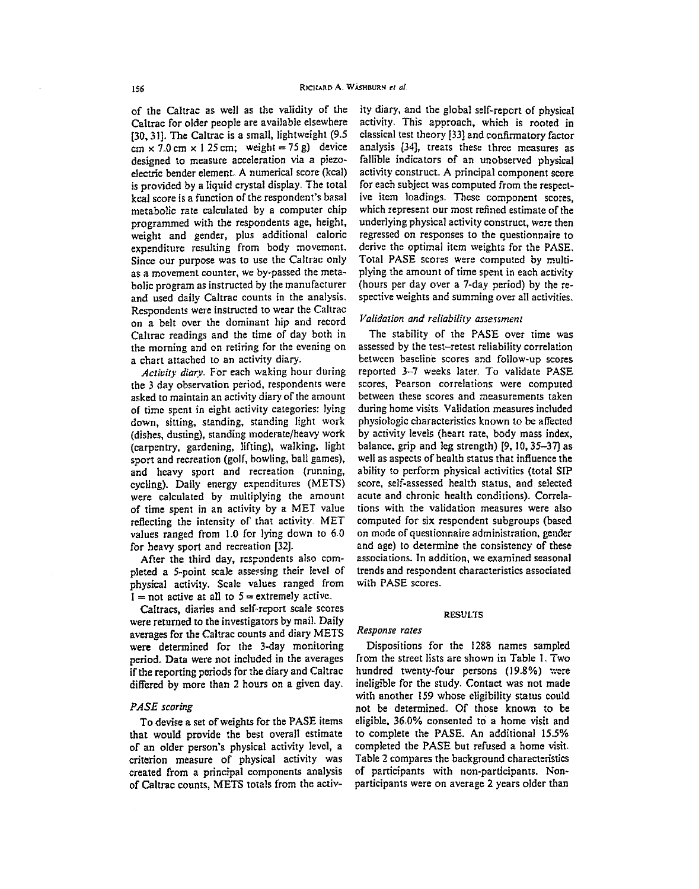of the Caltrac as well as the validity of the Caltrac for older people are available elsewhere [30, 31]. The Caltrac is a small, lightweight (9.5 cm × 7.0 cm × 1.25 cm; weight = 75 g) device designed to measure acceleration via a piezo-electric bender element. A numerical score (kcal) is provided by a liquid crystal display. The total kcal score is a function of the respondent's basal metabolic rate calculated by a computer chip programmed with the respondents age, height, weight and gender, plus additional caloric expenditure resulting from body movement. Since our purpose was to use the Caltrac only as a movement counter, we by-passed the metabolic program as instructed by the manufacturer and used daily Caltrac counts in the analysis. Respondents were instructed to wear the Caltrac on a belt over the dominant hip and record Caltrac readings and the time of day both in the morning and on retiring for the evening on a chart attached to an activity diary.

*Activity diary*. For each waking hour during the 3 day observation period, respondents were asked to maintain an activity diary of the amount of time spent in eight activity categories: lying down, sitting, standing, standing light work (dishes, dusting), standing moderate/heavy work (carpentry, gardening, lifting), walking, light sport and recreation (golf, bowling, ball games), and heavy sport and recreation (running, cycling). Daily energy expenditures (METS) were calculated by multiplying the amount of time spent in an activity by a MET value reflecting the intensity of that activity. MET values ranged from 1.0 for lying down to 6.0 for heavy sport and recreation [32].

After the third day, respondents also completed a 5-point scale assessing their level of physical activity. Scale values ranged from 1 = not active at all to 5 = extremely active.

Caltracs, diaries and self-report scale scores were returned to the investigators by mail. Daily averages for the Caltrac counts and diary METS were determined for the 3-day monitoring period. Data were not included in the averages if the reporting periods for the diary and Caltrac differed by more than 2 hours on a given day.

### *PASE scoring*

To devise a set of weights for the PASE items that would provide the best overall estimate of an older person's physical activity level, a criterion measure of physical activity was created from a principal components analysis of Caltrac counts, METS totals from the activity diary, and the global self-report of physical activity. This approach, which is rooted in classical test theory [33] and confirmatory factor analysis [34], treats these three measures as fallible indicators of an unobserved physical activity construct. A principal component score for each subject was computed from the respective item loadings. These component scores, which represent our most refined estimate of the underlying physical activity construct, were then regressed on responses to the questionnaire to derive the optimal item weights for the PASE. Total PASE scores were computed by multiplying the amount of time spent in each activity (hours per day over a 7-day period) by the respective weights and summing over all activities.

### *Validation and reliability assessment*

The stability of the PASE over time was assessed by the test–retest reliability correlation between baseline scores and follow-up scores reported 3–7 weeks later. To validate PASE scores, Pearson correlations were computed between these scores and measurements taken during home visits. Validation measures included physiologic characteristics known to be affected by activity levels (heart rate, body mass index, balance, grip and leg strength) [9, 10, 35–37] as well as aspects of health status that influence the ability to perform physical activities (total SIP score, self-assessed health status, and selected acute and chronic health conditions). Correlations with the validation measures were also computed for six respondent subgroups (based on mode of questionnaire administration, gender and age) to determine the consistency of these associations. In addition, we examined seasonal trends and respondent characteristics associated with PASE scores.

## RESULTS

### *Response rates*

Dispositions for the 1288 names sampled from the street lists are shown in Table 1. Two hundred twenty-four persons (19.8%) were ineligible for the study. Contact was not made with another 159 whose eligibility status could not be determined. Of those known to be eligible, 36.0% consented to a home visit and to complete the PASE. An additional 15.5% completed the PASE but refused a home visit. Table 2 compares the background characteristics of participants with non-participants. Non-participants were on average 2 years older than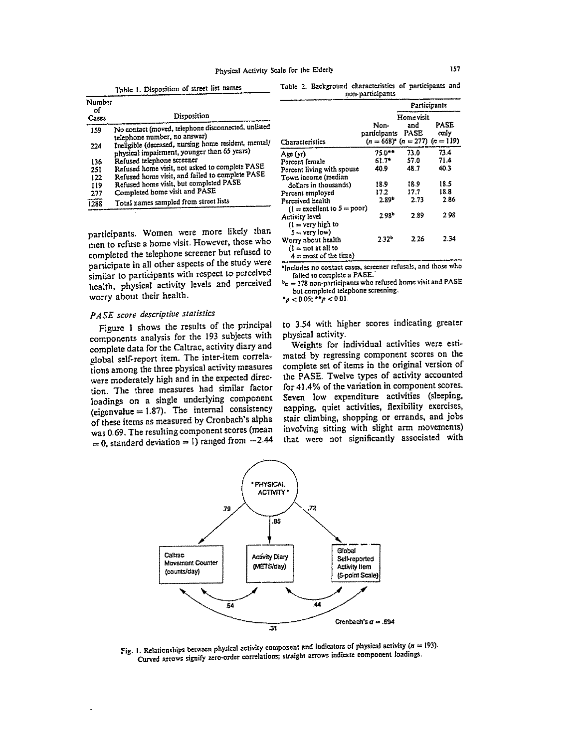Table 1. Disposition of street list names

| Number of Cases | Disposition |
|---|---|
| 159 | No contact (moved, telephone disconnected, unlisted telephone number, no answer) |
| 224 | Ineligible (deceased, nursing home resident, mental/physical impairment, younger than 65 years) |
| 136 | Refused telephone screener |
| 251 | Refused home visit, not asked to complete PASE |
| 122 | Refused home visit, and failed to complete PASE |
| 119 | Refused home visit, but completed PASE |
| 277 | Completed home visit and PASE |
| 1288 | Total names sampled from street lists |

Table 2. Background characteristics of participants and non-participants

| | | Participants | |
|---|---|---|---|
| Characteristics | Non-participants ($n = 668$)[a] | Home visit and PASE ($n = 277$) | PASE only ($n = 119$) |
| Age (yr) | 75.0** | 73.0 | 73.4 |
| Percent female | 61.7* | 57.0 | 71.4 |
| Percent living with spouse | 40.9 | 48.7 | 40.3 |
| Town income (median dollars in thousands) | 18.9 | 18.9 | 18.5 |
| Percent employed | 17.2 | 17.7 | 18.8 |
| Perceived health (1 = excellent to 5 = poor) | 2.89[b] | 2.73 | 2.86 |
| Activity level (1 = very high to 5 = very low) | 2.98[b] | 2.89 | 2.98 |
| Worry about health (1 = not at all to 4 = most of the time) | 2.32[b] | 2.26 | 2.34 |

[a]Includes no contact cases, screener refusals, and those who failed to complete a PASE.
[b]$n = 378$ non-participants who refused home visit and PASE but completed telephone screening.
*$p < 0.05$; **$p < 0.01$.

participants. Women were more likely than men to refuse a home visit. However, those who completed the telephone screener but refused to participate in all other aspects of the study were similar to participants with respect to perceived health, physical activity levels and perceived worry about their health.

### *PASE score descriptive statistics*

Figure 1 shows the results of the principal components analysis for the 193 subjects with complete data for the Caltrac, activity diary and global self-report item. The inter-item correlations among the three physical activity measures were moderately high and in the expected direction. The three measures had similar factor loadings on a single underlying component (eigenvalue = 1.87). The internal consistency of these items as measured by Cronbach's alpha was 0.69. The resulting component scores (mean = 0, standard deviation = 1) ranged from −2.44 to 3.54 with higher scores indicating greater physical activity.

Weights for individual activities were estimated by regressing component scores on the complete set of items in the original version of the PASE. Twelve types of activity accounted for 41.4% of the variation in component scores. Seven low expenditure activities (sleeping, napping, quiet activities, flexibility exercises, stair climbing, shopping or errands, and jobs involving sitting with slight arm movements) that were not significantly associated with

Fig. 1. Relationships between physical activity component and indicators of physical activity ($n = 193$). Curved arrows signify zero-order correlations; straight arrows indicate component loadings.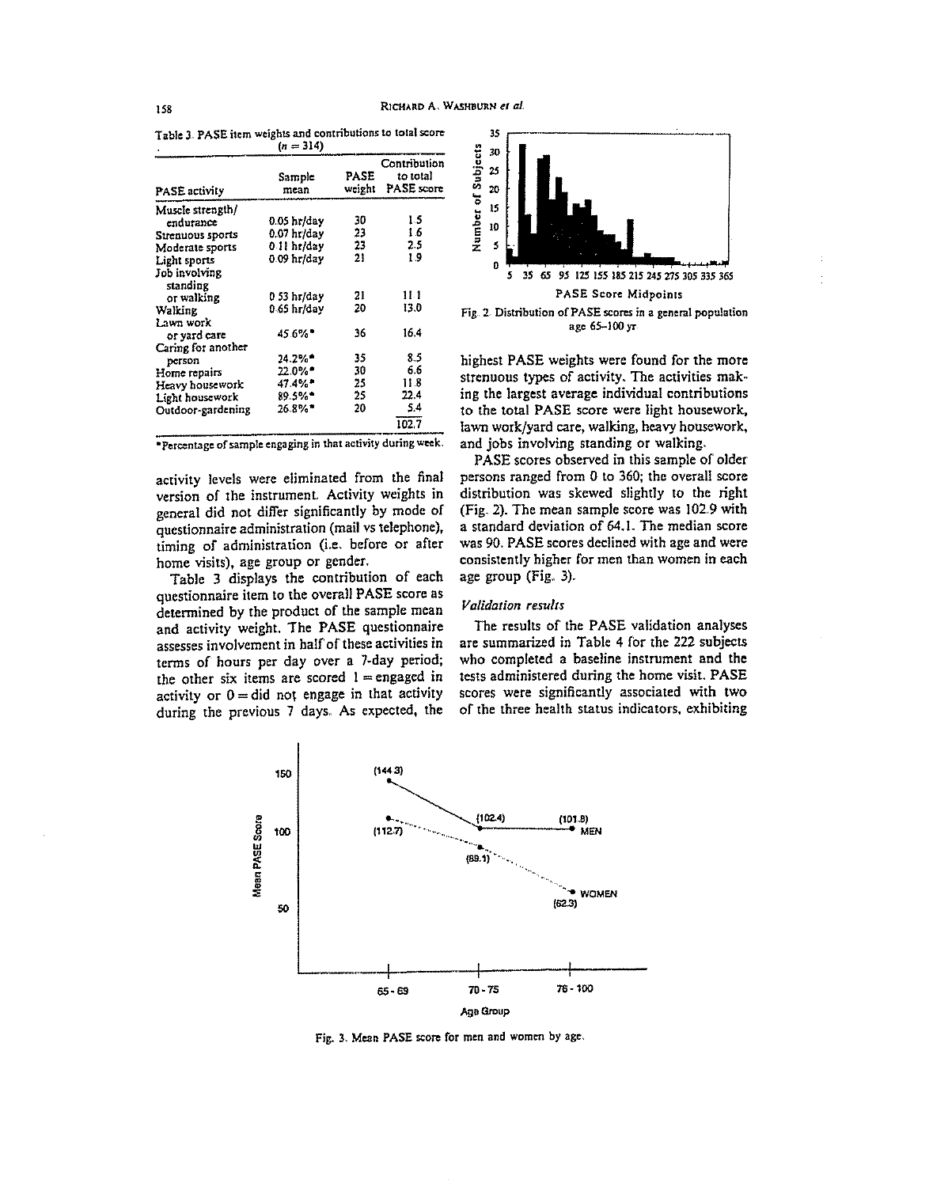Table 3. PASE item weights and contributions to total score ($n = 314$)

| PASE activity | Sample mean | PASE weight | Contribution to total PASE score |
|---|---|---|---|
| Muscle strength/ endurance | 0.05 hr/day | 30 | 1.5 |
| Strenuous sports | 0.07 hr/day | 23 | 1.6 |
| Moderate sports | 0.11 hr/day | 23 | 2.5 |
| Light sports | 0.09 hr/day | 21 | 1.9 |
| Job involving standing or walking | 0.53 hr/day | 21 | 11.1 |
| Walking | 0.65 hr/day | 20 | 13.0 |
| Lawn work or yard care | 45.6%* | 36 | 16.4 |
| Caring for another person | 24.2%* | 35 | 8.5 |
| Home repairs | 22.0%* | 30 | 6.6 |
| Heavy housework | 47.4%* | 25 | 11.8 |
| Light housework | 89.5%* | 25 | 22.4 |
| Outdoor-gardening | 26.8%* | 20 | 5.4 |
| | | | 102.7 |

*Percentage of sample engaging in that activity during week.

activity levels were eliminated from the final version of the instrument. Activity weights in general did not differ significantly by mode of questionnaire administration (mail vs telephone), timing of administration (i.e. before or after home visits), age group or gender.

Table 3 displays the contribution of each questionnaire item to the overall PASE score as determined by the product of the sample mean and activity weight. The PASE questionnaire assesses involvement in half of these activities in terms of hours per day over a 7-day period; the other six items are scored 1 = engaged in activity or 0 = did not engage in that activity during the previous 7 days. As expected, the highest PASE weights were found for the more strenuous types of activity. The activities making the largest average individual contributions to the total PASE score were light housework, lawn work/yard care, walking, heavy housework, and jobs involving standing or walking.

Fig. 2. Distribution of PASE scores in a general population age 65–100 yr.

PASE scores observed in this sample of older persons ranged from 0 to 360; the overall score distribution was skewed slightly to the right (Fig. 2). The mean sample score was 102.9 with a standard deviation of 64.1. The median score was 90. PASE scores declined with age and were consistently higher for men than women in each age group (Fig. 3).

### *Validation results*

The results of the PASE validation analyses are summarized in Table 4 for the 222 subjects who completed a baseline instrument and the tests administered during the home visit. PASE scores were significantly associated with two of the three health status indicators, exhibiting

Fig. 3. Mean PASE score for men and women by age.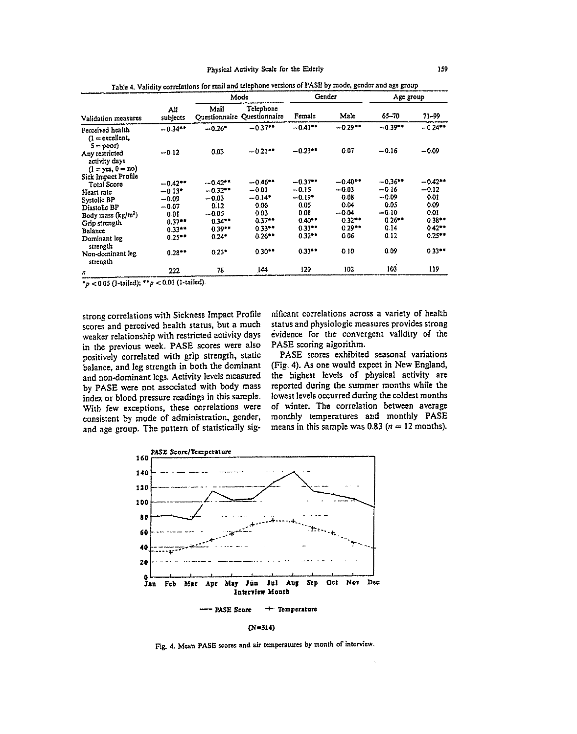Table 4. Validity correlations for mail and telephone versions of PASE by mode, gender and age group

| Validation measures | All subjects | Mode | | Gender | | Age group | |
|---|---|---|---|---|---|---|---|
| | | Mail Questionnaire | Telephone Questionnaire | Female | Male | 65–70 | 71–99 |
| Perceived health (1 = excellent, 5 = poor) | −0.34** | −0.26* | −0.37** | −0.41** | −0.29** | −0.39** | −0.24** |
| Any restricted activity days (1 = yes, 0 = no) | −0.12 | 0.03 | −0.21** | −0.23** | 0.07 | −0.16 | −0.09 |
| Sick Impact Profile Total Score | −0.42** | −0.42** | −0.46** | −0.37** | −0.40** | −0.36** | −0.42** |
| Heart rate | −0.13* | −0.32** | −0.01 | −0.15 | −0.03 | −0.16 | −0.12 |
| Systolic BP | −0.09 | −0.03 | −0.14* | −0.19* | 0.08 | −0.09 | 0.01 |
| Diastolic BP | −0.07 | 0.12 | 0.06 | 0.05 | 0.04 | 0.05 | 0.09 |
| Body mass (kg/m$^2$) | 0.01 | −0.05 | 0.03 | 0.08 | −0.04 | −0.10 | 0.01 |
| Grip strength | 0.37** | 0.34** | 0.37** | 0.40** | 0.32** | 0.26** | 0.38** |
| Balance | 0.33** | 0.39** | 0.33** | 0.33** | 0.29** | 0.14 | 0.42** |
| Dominant leg strength | 0.25** | 0.24* | 0.26** | 0.32** | 0.06 | 0.12 | 0.25** |
| Non-dominant leg strength | 0.28** | 0.23* | 0.30** | 0.33** | 0.10 | 0.09 | 0.33** |
| $n$ | 222 | 78 | 144 | 120 | 102 | 103 | 119 |

*$p < 0.05$ (1-tailed); **$p < 0.01$ (1-tailed).

strong correlations with Sickness Impact Profile scores and perceived health status, but a much weaker relationship with restricted activity days in the previous week. PASE scores were also positively correlated with grip strength, static balance, and leg strength in both the dominant and non-dominant legs. Activity levels measured by PASE were not associated with body mass index or blood pressure readings in this sample. With few exceptions, these correlations were consistent by mode of administration, gender, and age group. The pattern of statistically significant correlations across a variety of health status and physiologic measures provides strong evidence for the convergent validity of the PASE scoring algorithm.

PASE scores exhibited seasonal variations (Fig. 4). As one would expect in New England, the highest levels of physical activity are reported during the summer months while the lowest levels occurred during the coldest months of winter. The correlation between average monthly temperatures and monthly PASE means in this sample was 0.83 ($n$ = 12 months).

Fig. 4. Mean PASE scores and air temperatures by month of interview.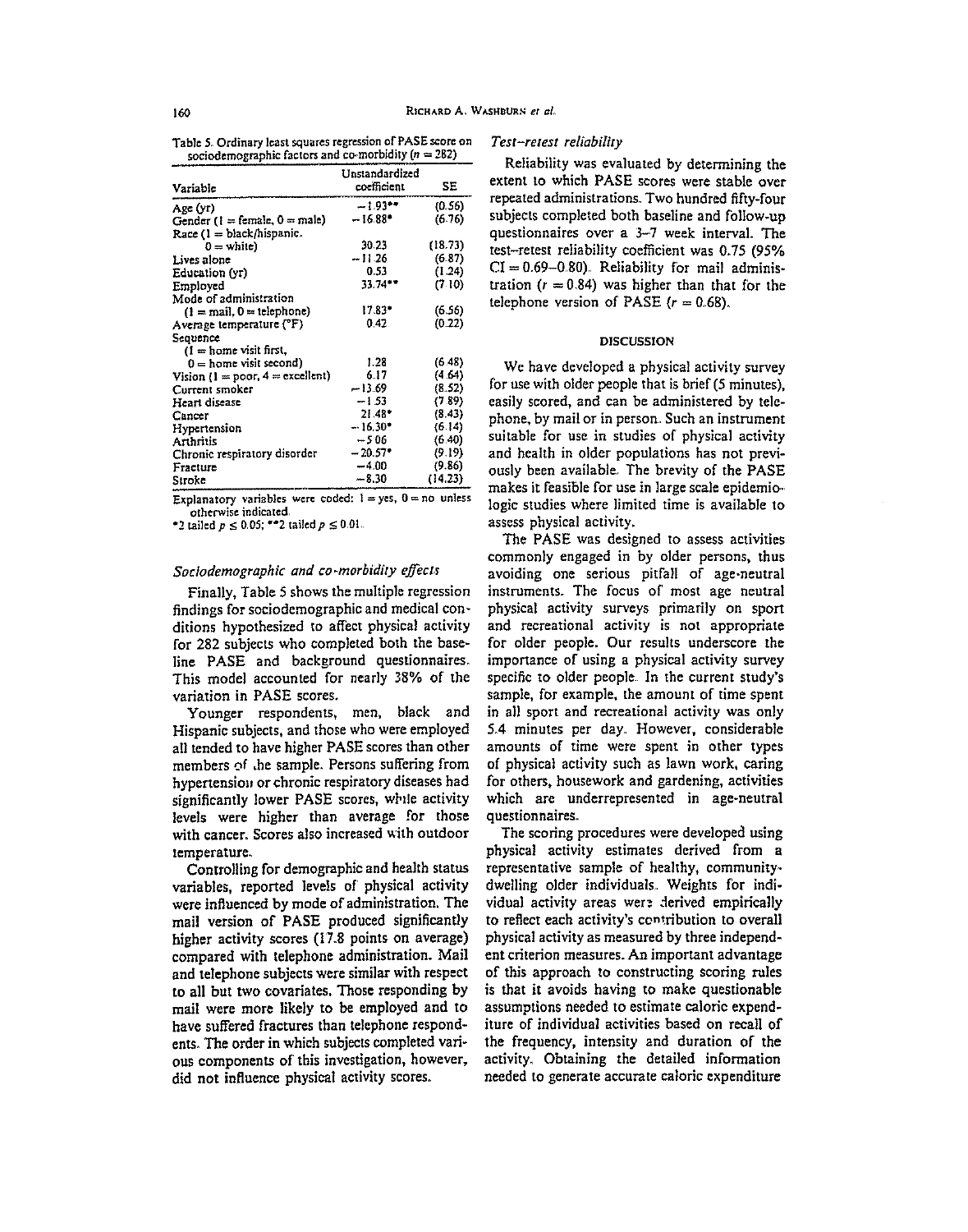Table 5. Ordinary least squares regression of PASE score on sociodemographic factors and co-morbidity ($n = 282$)

| Variable | Unstandardized coefficient | SE |
|---|---|---|
| Age (yr) | −1.93** | (0.56) |
| Gender (1 = female, 0 = male) | −16.88* | (6.76) |
| Race (1 = black/hispanic, 0 = white) | 30.23 | (18.73) |
| Lives alone | −11.26 | (6.87) |
| Education (yr) | 0.53 | (1.24) |
| Employed | 33.74** | (7.10) |
| Mode of administration (1 = mail, 0 = telephone) | 17.83* | (6.56) |
| Average temperature (°F) | 0.42 | (0.22) |
| Sequence (1 = home visit first, 0 = home visit second) | 1.28 | (6.48) |
| Vision (1 = poor, 4 = excellent) | 6.17 | (4.64) |
| Current smoker | −13.69 | (8.52) |
| Heart disease | −1.53 | (7.89) |
| Cancer | 21.48* | (8.43) |
| Hypertension | −16.30* | (6.14) |
| Arthritis | −5.06 | (6.40) |
| Chronic respiratory disorder | −20.57* | (9.19) |
| Fracture | −4.00 | (9.86) |
| Stroke | −8.30 | (14.23) |

Explanatory variables were coded: 1 = yes, 0 = no unless otherwise indicated.
*2 tailed $p \leq 0.05$; **2 tailed $p \leq 0.01$.

### *Sociodemographic and co-morbidity effects*

Finally, Table 5 shows the multiple regression findings for sociodemographic and medical conditions hypothesized to affect physical activity for 282 subjects who completed both the baseline PASE and background questionnaires. This model accounted for nearly 38% of the variation in PASE scores.

Younger respondents, men, black and Hispanic subjects, and those who were employed all tended to have higher PASE scores than other members of the sample. Persons suffering from hypertension or chronic respiratory diseases had significantly lower PASE scores, while activity levels were higher than average for those with cancer. Scores also increased with outdoor temperature.

Controlling for demographic and health status variables, reported levels of physical activity were influenced by mode of administration. The mail version of PASE produced significantly higher activity scores (17.8 points on average) compared with telephone administration. Mail and telephone subjects were similar with respect to all but two covariates. Those responding by mail were more likely to be employed and to have suffered fractures than telephone respondents. The order in which subjects completed various components of this investigation, however, did not influence physical activity scores.

### *Test–retest reliability*

Reliability was evaluated by determining the extent to which PASE scores were stable over repeated administrations. Two hundred fifty-four subjects completed both baseline and follow-up questionnaires over a 3–7 week interval. The test–retest reliability coefficient was 0.75 (95% CI = 0.69–0.80). Reliability for mail administration ($r = 0.84$) was higher than that for the telephone version of PASE ($r = 0.68$).

## DISCUSSION

We have developed a physical activity survey for use with older people that is brief (5 minutes), easily scored, and can be administered by telephone, by mail or in person. Such an instrument suitable for use in studies of physical activity and health in older populations has not previously been available. The brevity of the PASE makes it feasible for use in large scale epidemiologic studies where limited time is available to assess physical activity.

The PASE was designed to assess activities commonly engaged in by older persons, thus avoiding one serious pitfall of age-neutral instruments. The focus of most age neutral physical activity surveys primarily on sport and recreational activity is not appropriate for older people. Our results underscore the importance of using a physical activity survey specific to older people. In the current study's sample, for example, the amount of time spent in all sport and recreational activity was only 5.4 minutes per day. However, considerable amounts of time were spent in other types of physical activity such as lawn work, caring for others, housework and gardening, activities which are underrepresented in age-neutral questionnaires.

The scoring procedures were developed using physical activity estimates derived from a representative sample of healthy, community-dwelling older individuals. Weights for individual activity areas were derived empirically to reflect each activity's contribution to overall physical activity as measured by three independent criterion measures. An important advantage of this approach to constructing scoring rules is that it avoids having to make questionable assumptions needed to estimate caloric expenditure of individual activities based on recall of the frequency, intensity and duration of the activity. Obtaining the detailed information needed to generate accurate caloric expenditure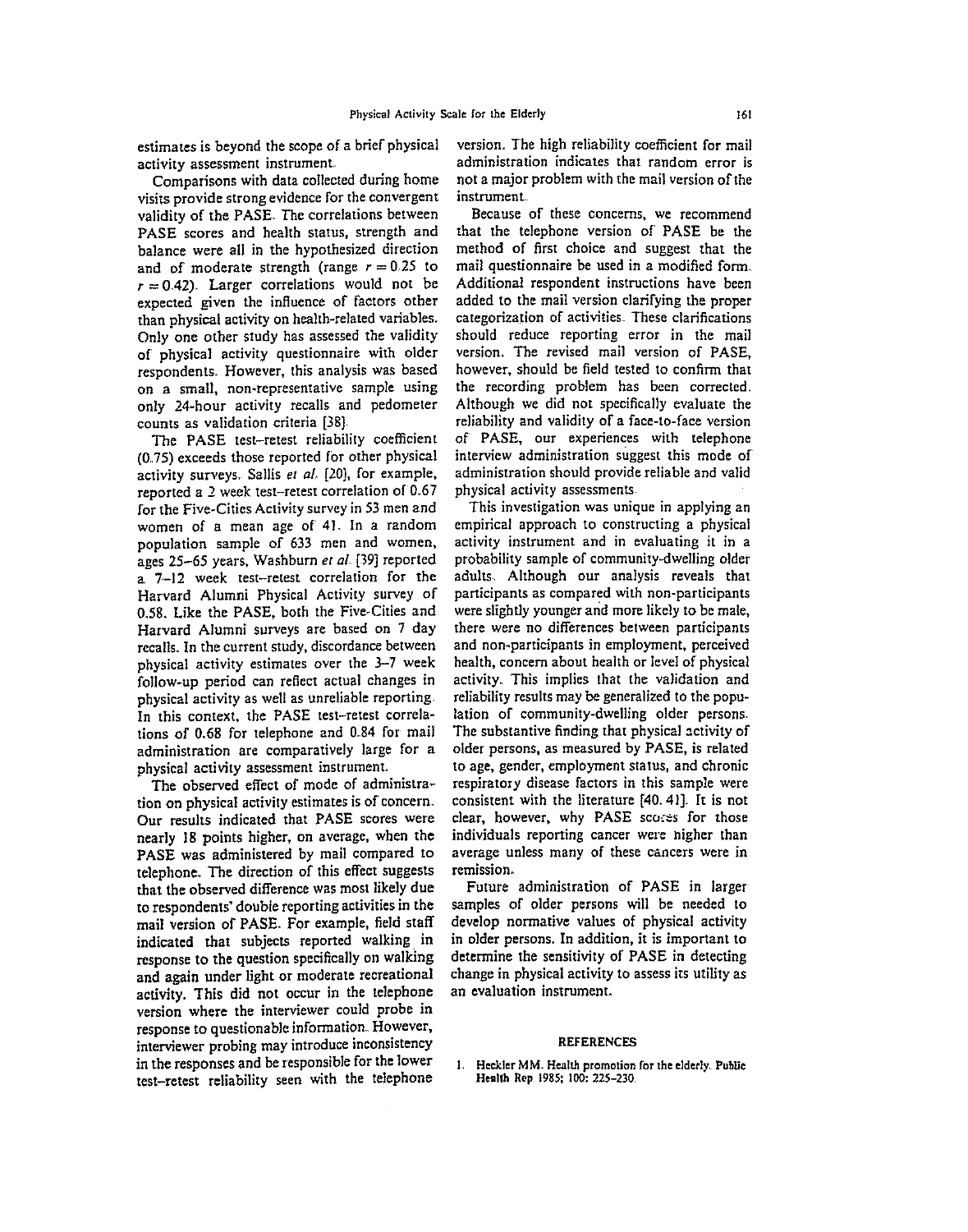estimates is beyond the scope of a brief physical activity assessment instrument.

Comparisons with data collected during home visits provide strong evidence for the convergent validity of the PASE. The correlations between PASE scores and health status, strength and balance were all in the hypothesized direction and of moderate strength (range $r = 0.25$ to $r = 0.42$). Larger correlations would not be expected given the influence of factors other than physical activity on health-related variables. Only one other study has assessed the validity of physical activity questionnaire with older respondents. However, this analysis was based on a small, non-representative sample using only 24-hour activity recalls and pedometer counts as validation criteria [38].

The PASE test–retest reliability coefficient (0.75) exceeds those reported for other physical activity surveys. Sallis *et al.* [20], for example, reported a 2 week test–retest correlation of 0.67 for the Five-Cities Activity survey in 53 men and women of a mean age of 41. In a random population sample of 633 men and women, ages 25–65 years, Washburn *et al.* [39] reported a 7–12 week test–retest correlation for the Harvard Alumni Physical Activity survey of 0.58. Like the PASE, both the Five-Cities and Harvard Alumni surveys are based on 7 day recalls. In the current study, discordance between physical activity estimates over the 3–7 week follow-up period can reflect actual changes in physical activity as well as unreliable reporting. In this context, the PASE test–retest correlations of 0.68 for telephone and 0.84 for mail administration are comparatively large for a physical activity assessment instrument.

The observed effect of mode of administration on physical activity estimates is of concern. Our results indicated that PASE scores were nearly 18 points higher, on average, when the PASE was administered by mail compared to telephone. The direction of this effect suggests that the observed difference was most likely due to respondents' double reporting activities in the mail version of PASE. For example, field staff indicated that subjects reported walking in response to the question specifically on walking and again under light or moderate recreational activity. This did not occur in the telephone version where the interviewer could probe in response to questionable information. However, interviewer probing may introduce inconsistency in the responses and be responsible for the lower test–retest reliability seen with the telephone version. The high reliability coefficient for mail administration indicates that random error is not a major problem with the mail version of the instrument.

Because of these concerns, we recommend that the telephone version of PASE be the method of first choice and suggest that the mail questionnaire be used in a modified form. Additional respondent instructions have been added to the mail version clarifying the proper categorization of activities. These clarifications should reduce reporting error in the mail version. The revised mail version of PASE, however, should be field tested to confirm that the recording problem has been corrected. Although we did not specifically evaluate the reliability and validity of a face-to-face version of PASE, our experiences with telephone interview administration suggest this mode of administration should provide reliable and valid physical activity assessments.

This investigation was unique in applying an empirical approach to constructing a physical activity instrument and in evaluating it in a probability sample of community-dwelling older adults. Although our analysis reveals that participants as compared with non-participants were slightly younger and more likely to be male, there were no differences between participants and non-participants in employment, perceived health, concern about health or level of physical activity. This implies that the validation and reliability results may be generalized to the population of community-dwelling older persons. The substantive finding that physical activity of older persons, as measured by PASE, is related to age, gender, employment status, and chronic respiratory disease factors in this sample were consistent with the literature [40, 41]. It is not clear, however, why PASE scores for those individuals reporting cancer were higher than average unless many of these cancers were in remission.

Future administration of PASE in larger samples of older persons will be needed to develop normative values of physical activity in older persons. In addition, it is important to determine the sensitivity of PASE in detecting change in physical activity to assess its utility as an evaluation instrument.

## REFERENCES

1. Heckler MM. Health promotion for the elderly. Public Health Rep 1985; 100: 225–230.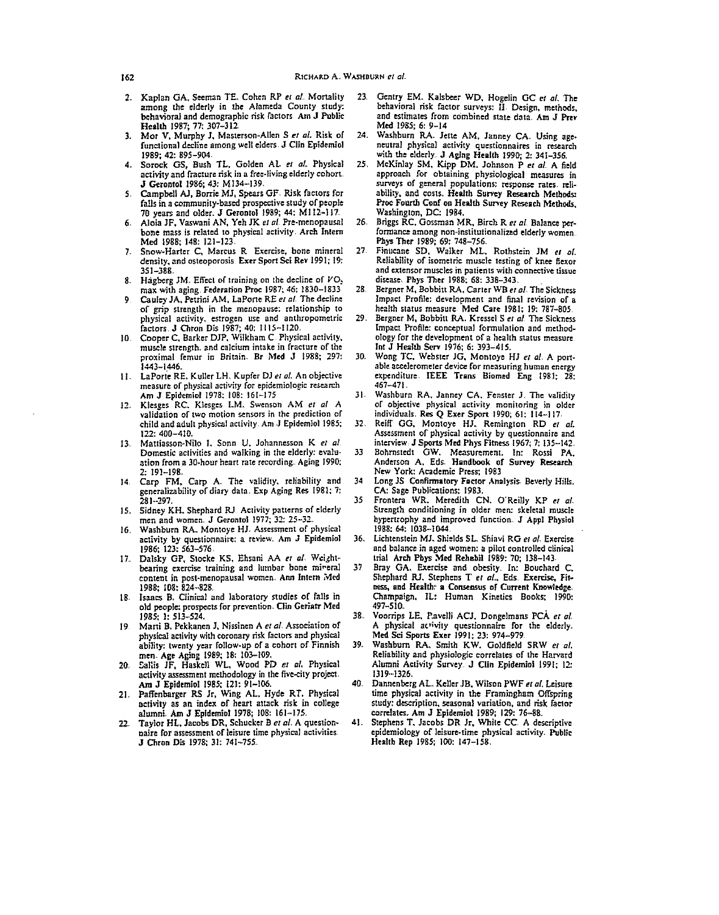2. Kaplan GA, Seeman TE, Cohen RP *et al.* Mortality among the elderly in the Alameda County study: behavioral and demographic risk factors. Am J Public Health 1987; 77: 307–312.
3. Mor V, Murphy J, Masterson-Allen S *et al.* Risk of functional decline among well elders. J Clin Epidemiol 1989; 42: 895–904.
4. Sorock GS, Bush TL, Golden AL *et al.* Physical activity and fracture risk in a free-living elderly cohort. J Gerontol 1986; 43: M134–139.
5. Campbell AJ, Borrie MJ, Spears GF. Risk factors for falls in a community-based prospective study of people 70 years and older. J Gerontol 1989; 44: M112–117.
6. Aloia JF, Vaswani AN, Yeh JK *et al.* Pre-menopausal bone mass is related to physical activity. Arch Intern Med 1988; 148: 121–123.
7. Snow-Harter C, Marcus R. Exercise, bone mineral density, and osteoporosis. Exer Sport Sci Rev 1991; 19: 351–388.
8. Hagberg JM. Effect of training on the decline of $VO_2$ max with aging. Federation Proc 1987; 46: 1830–1833.
9. Cauley JA, Petrini AM, LaPorte RE *et al.* The decline of grip strength in the menopause: relationship to physical activity, estrogen use and anthropometric factors. J Chron Dis 1987; 40: 1115–1120.
10. Cooper C, Barker DJP, Wilkham C. Physical activity, muscle strength, and calcium intake in fracture of the proximal femur in Britain. Br Med J 1988; 297: 1443–1446.
11. LaPorte RE, Kuller LH, Kupfer DJ *et al.* An objective measure of physical activity for epidemiologic research. Am J Epidemiol 1978; 108: 161–175.
12. Klesges RC, Klesges LM, Swenson AM *et al.* A validation of two motion sensors in the prediction of child and adult physical activity. Am J Epidemiol 1985; 122: 400–410.
13. Mattiasson-Nilo I, Sonn U, Johannesson K *et al.* Domestic activities and walking in the elderly: evaluation from a 30-hour heart rate recording. Aging 1990; 2: 191–198.
14. Carp FM, Carp A. The validity, reliability and generalizability of diary data. Exp Aging Res 1981; 7: 281–297.
15. Sidney KH, Shephard RJ. Activity patterns of elderly men and women. J Gerontol 1977; 32: 25–32.
16. Washburn RA, Montoye HJ. Assessment of physical activity by questionnaire: a review. Am J Epidemiol 1986; 123: 563–576.
17. Dalsky GP, Stocke KS, Ehsani AA *et al.* Weight-bearing exercise training and lumbar bone mineral content in post-menopausal women. Ann Intern Med 1988; 108: 824–828.
18. Isaacs B. Clinical and laboratory studies of falls in old people: prospects for prevention. Clin Geriatr Med 1985; 1: 513–524.
19. Marti B, Pekkanen J, Nissinen A *et al.* Association of physical activity with coronary risk factors and physical ability: twenty year follow-up of a cohort of Finnish men. Age Aging 1989; 18: 103–109.
20. Sallis JF, Haskell WL, Wood PD *et al.* Physical activity assessment methodology in the five-city project. Am J Epidemiol 1985; 121: 91–106.
21. Paffenbarger RS Jr, Wing AL, Hyde RT. Physical activity as an index of heart attack risk in college alumni. Am J Epidemiol 1978; 108: 161–175.
22. Taylor HL, Jacobs DR, Schucker B *et al.* A questionnaire for assessment of leisure time physical activities. J Chron Dis 1978; 31: 741–755.
23. Gentry EM, Kalsbeer WD, Hogelin GC *et al.* The behavioral risk factor surveys: II. Design, methods, and estimates from combined state data. Am J Prev Med 1985; 6: 9–14.
24. Washburn RA, Jette AM, Janney CA. Using age-neutral physical activity questionnaires in research with the elderly. J Aging Health 1990; 2: 341–356.
25. McKinlay SM, Kipp DM, Johnson P *et al.* A field approach for obtaining physiological measures in surveys of general populations: response rates, reliability, and costs. Health Survey Research Methods: Proc Fourth Conf on Health Survey Reseach Methods, Washington, DC: 1984.
26. Briggs RC, Gossman MR, Birch R *et al.* Balance performance among non-institutionalized elderly women. Phys Ther 1989; 69: 748–756.
27. Finucane SD, Walker ML, Rothstein JM *et al.* Reliability of isometric muscle testing of knee flexor and extensor muscles in patients with connective tissue disease. Phys Ther 1988; 68: 338–343.
28. Bergner M, Bobbitt RA, Carter WB *et al.* The Sickness Impact Profile: development and final revision of a health status measure. Med Care 1981; 19: 787–805.
29. Bergner M, Bobbitt RA, Kressel S *et al.* The Sickness Impact Profile: conceptual formulation and methodology for the development of a health status measure. Int J Health Serv 1976; 6: 393–415.
30. Wong TC, Webster JG, Montoye HJ *et al.* A portable accelerometer device for measuring human energy expenditure. IEEE Trans Biomed Eng 1981; 28: 467–471.
31. Washburn RA, Janney CA, Fenster J. The validity of objective physical activity monitoring in older individuals. Res Q Exer Sport 1990; 61: 114–117.
32. Reiff GG, Montoye HJ, Remington RD *et al.* Assessment of physical activity by questionnaire and interview. J Sports Med Phys Fitness 1967; 7: 135–142.
33. Bohrnstedt GW. Measurement. In: Rossi PA, Anderson A, Eds. Handbook of Survey Research. New York: Academic Press; 1983.
34. Long JS. Confirmatory Factor Analysis. Beverly Hills, CA: Sage Publications; 1983.
35. Frontera WR, Meredith CN, O'Reilly KP *et al.* Strength conditioning in older men: skeletal muscle hypertrophy and improved function. J Appl Physiol 1988; 64: 1038–1044.
36. Lichtenstein MJ, Shields SL, Shiavi RG *et al.* Exercise and balance in aged women: a pilot controlled clinical trial. Arch Phys Med Rehabil 1989; 70: 138–143.
37. Bray GA. Exercise and obesity. In: Bouchard C, Shephard RJ, Stephens T *et al.*, Eds. Exercise, Fitness, and Health: a Consensus of Current Knowledge. Champaign, IL: Human Kinetics Books; 1990: 497–510.
38. Voorrips LE, Ravelli ACJ, Dongelmans PCA *et al.* A physical activity questionnaire for the elderly. Med Sci Sports Exer 1991; 23: 974–979.
39. Washburn RA, Smith KW, Goldfield SRW *et al.* Reliability and physiologic correlates of the Harvard Alumni Activity Survey. J Clin Epidemiol 1991; 12: 1319–1326.
40. Dannenberg AL, Keller JB, Wilson PWF *et al.* Leisure time physical activity in the Framingham Offspring study: description, seasonal variation, and risk factor correlates. Am J Epidemiol 1989; 129: 76–88.
41. Stephens T, Jacobs DR Jr, White CC. A descriptive epidemiology of leisure-time physical activity. Public Health Rep 1985; 100: 147–158.